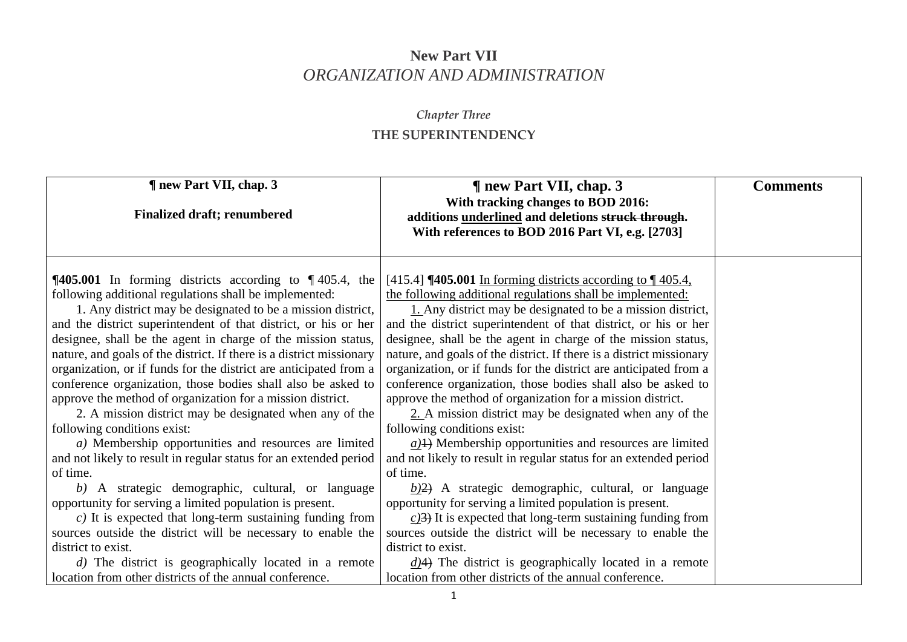# New Part VII
## *ORGANIZATION AND ADMINISTRATION*

### *Chapter Three*
### THE SUPERINTENDENCY

| ¶ new Part VII, chap. 3<br><br>Finalized draft; renumbered | ¶ new Part VII, chap. 3<br>With tracking changes to BOD 2016:<br>additions <u>underlined</u> and deletions ~~struck through~~.<br>With references to BOD 2016 Part VI, e.g. [2703] | Comments |
| --- | --- | --- |
| **¶405.001** In forming districts according to ¶ 405.4, the following additional regulations shall be implemented:<br>1. Any district may be designated to be a mission district, and the district superintendent of that district, or his or her designee, shall be the agent in charge of the mission status, nature, and goals of the district. If there is a district missionary organization, or if funds for the district are anticipated from a conference organization, those bodies shall also be asked to approve the method of organization for a mission district.<br>2. A mission district may be designated when any of the following conditions exist:<br>*a)* Membership opportunities and resources are limited and not likely to result in regular status for an extended period of time.<br>*b)* A strategic demographic, cultural, or language opportunity for serving a limited population is present.<br>*c)* It is expected that long-term sustaining funding from sources outside the district will be necessary to enable the district to exist.<br>*d)* The district is geographically located in a remote location from other districts of the annual conference. | [415.4] **¶405.001** <u>In forming districts according to ¶ 405.4, the following additional regulations shall be implemented:</u><br><u>1.</u> Any district may be designated to be a mission district, and the district superintendent of that district, or his or her designee, shall be the agent in charge of the mission status, nature, and goals of the district. If there is a district missionary organization, or if funds for the district are anticipated from a conference organization, those bodies shall also be asked to approve the method of organization for a mission district.<br><u>2.</u> A mission district may be designated when any of the following conditions exist:<br><u>*a)*</u>~~1)~~ Membership opportunities and resources are limited and not likely to result in regular status for an extended period of time.<br><u>*b)*</u>~~2)~~ A strategic demographic, cultural, or language opportunity for serving a limited population is present.<br><u>*c)*</u>~~3)~~ It is expected that long-term sustaining funding from sources outside the district will be necessary to enable the district to exist.<br><u>*d)*</u>~~4)~~ The district is geographically located in a remote location from other districts of the annual conference. | |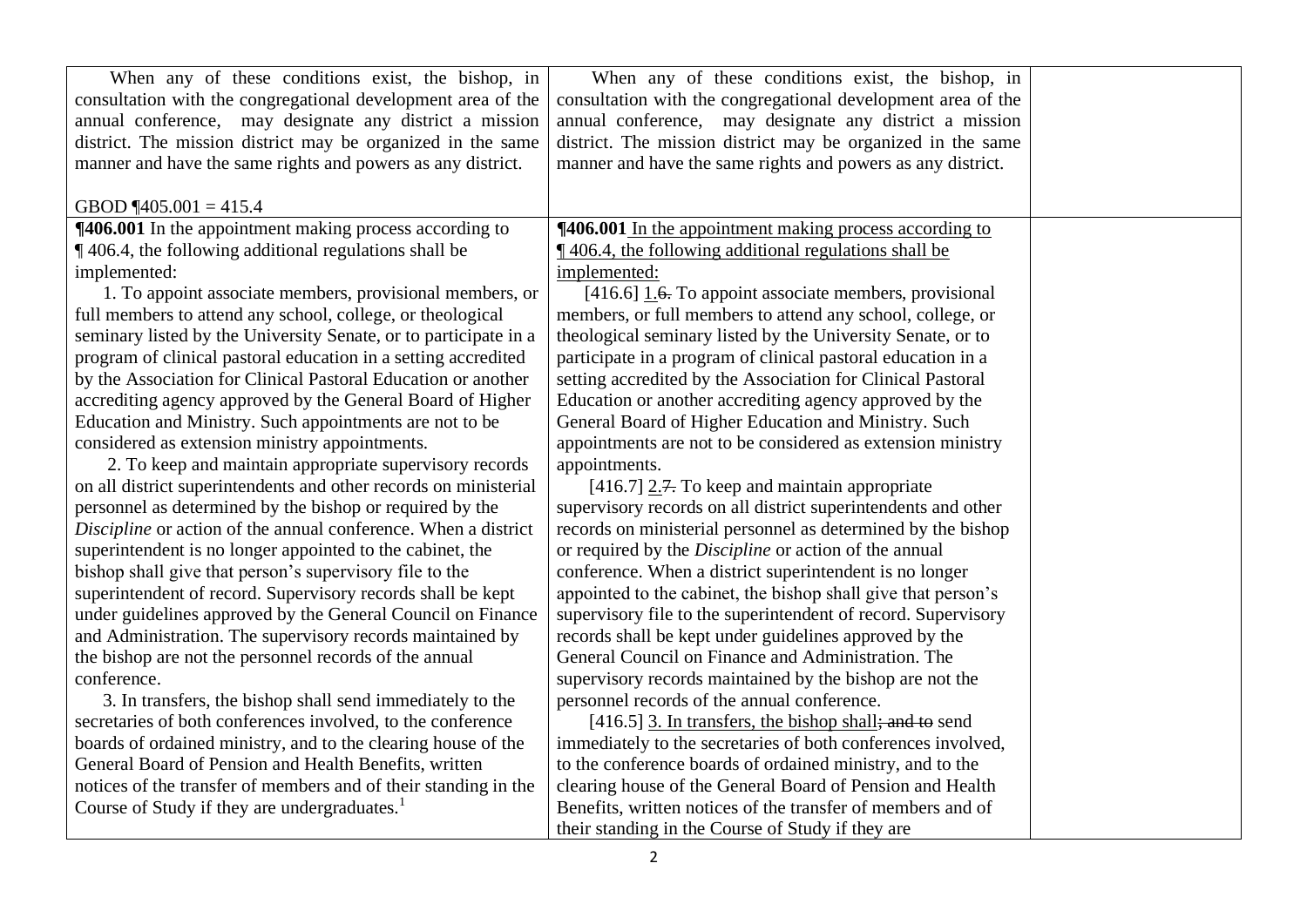| | | |
|---|---|---|
| When any of these conditions exist, the bishop, in consultation with the congregational development area of the annual conference, may designate any district a mission district. The mission district may be organized in the same manner and have the same rights and powers as any district.<br><br>GBOD ¶405.001 = 415.4 | When any of these conditions exist, the bishop, in consultation with the congregational development area of the annual conference, may designate any district a mission district. The mission district may be organized in the same manner and have the same rights and powers as any district. | |
| **¶406.001** In the appointment making process according to ¶ 406.4, the following additional regulations shall be implemented:<br>1. To appoint associate members, provisional members, or full members to attend any school, college, or theological seminary listed by the University Senate, or to participate in a program of clinical pastoral education in a setting accredited by the Association for Clinical Pastoral Education or another accrediting agency approved by the General Board of Higher Education and Ministry. Such appointments are not to be considered as extension ministry appointments.<br>2. To keep and maintain appropriate supervisory records on all district superintendents and other records on ministerial personnel as determined by the bishop or required by the *Discipline* or action of the annual conference. When a district superintendent is no longer appointed to the cabinet, the bishop shall give that person's supervisory file to the superintendent of record. Supervisory records shall be kept under guidelines approved by the General Council on Finance and Administration. The supervisory records maintained by the bishop are not the personnel records of the annual conference.<br>3. In transfers, the bishop shall send immediately to the secretaries of both conferences involved, to the conference boards of ordained ministry, and to the clearing house of the General Board of Pension and Health Benefits, written notices of the transfer of members and of their standing in the Course of Study if they are undergraduates.[1] | **¶406.001** <u>In the appointment making process according to ¶ 406.4, the following additional regulations shall be implemented:</u><br>[416.6] <u>1.</u>~~6.~~ To appoint associate members, provisional members, or full members to attend any school, college, or theological seminary listed by the University Senate, or to participate in a program of clinical pastoral education in a setting accredited by the Association for Clinical Pastoral Education or another accrediting agency approved by the General Board of Higher Education and Ministry. Such appointments are not to be considered as extension ministry appointments.<br>[416.7] <u>2.</u>~~7.~~ To keep and maintain appropriate supervisory records on all district superintendents and other records on ministerial personnel as determined by the bishop or required by the *Discipline* or action of the annual conference. When a district superintendent is no longer appointed to the cabinet, the bishop shall give that person's supervisory file to the superintendent of record. Supervisory records shall be kept under guidelines approved by the General Council on Finance and Administration. The supervisory records maintained by the bishop are not the personnel records of the annual conference.<br>[416.5] <u>3. In transfers, the bishop shall</u>~~; and to~~ send immediately to the secretaries of both conferences involved, to the conference boards of ordained ministry, and to the clearing house of the General Board of Pension and Health Benefits, written notices of the transfer of members and of their standing in the Course of Study if they are | |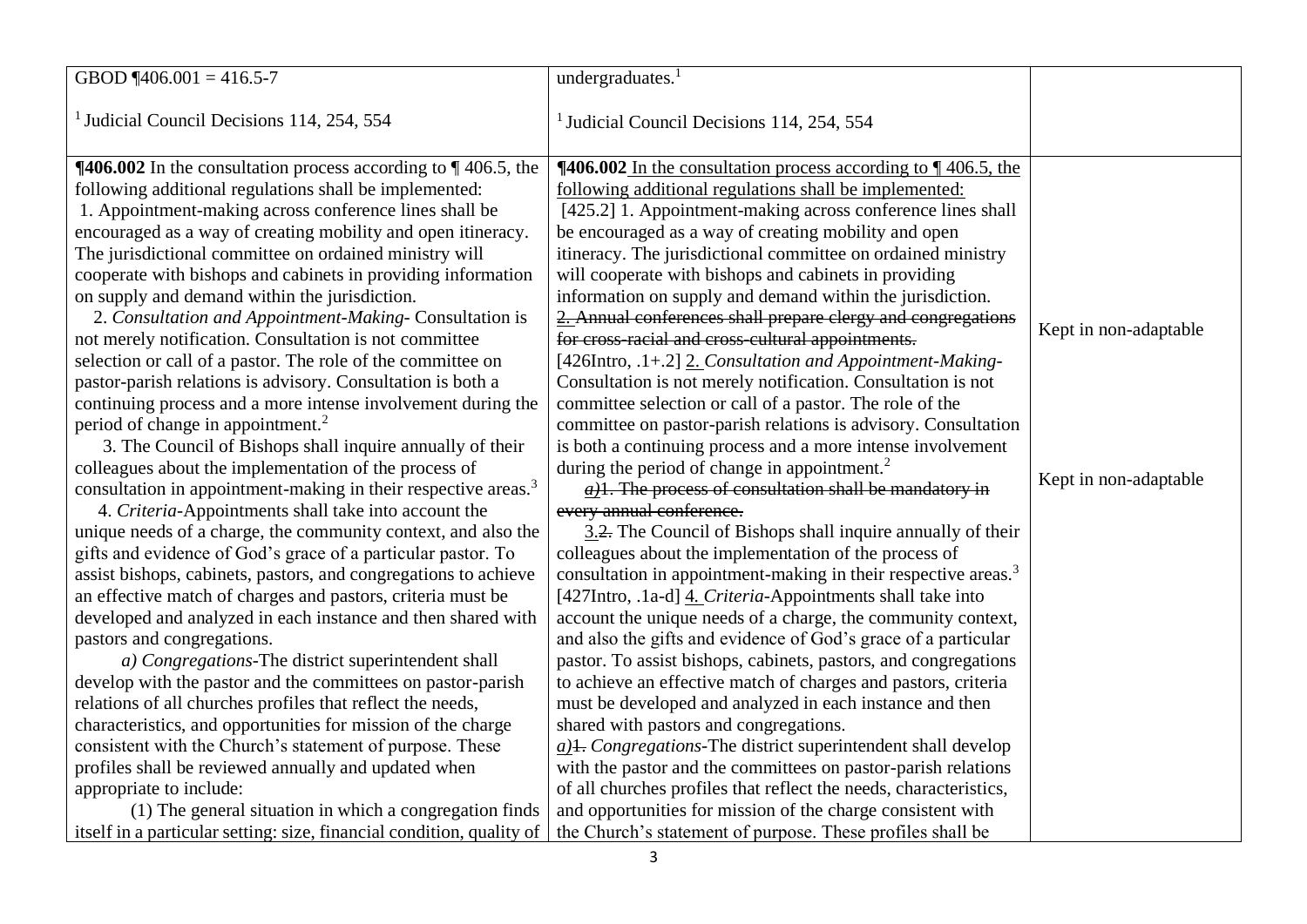| | | |
|---|---|---|
| GBOD ¶406.001 = 416.5-7<br><br>[1] Judicial Council Decisions 114, 254, 554 | undergraduates.[1]<br><br>[1] Judicial Council Decisions 114, 254, 554 | |
| **¶406.002** In the consultation process according to ¶ 406.5, the following additional regulations shall be implemented:<br>1. Appointment-making across conference lines shall be encouraged as a way of creating mobility and open itineracy. The jurisdictional committee on ordained ministry will cooperate with bishops and cabinets in providing information on supply and demand within the jurisdiction.<br>2. *Consultation and Appointment-Making*- Consultation is not merely notification. Consultation is not committee selection or call of a pastor. The role of the committee on pastor-parish relations is advisory. Consultation is both a continuing process and a more intense involvement during the period of change in appointment.[2]<br>3. The Council of Bishops shall inquire annually of their colleagues about the implementation of the process of consultation in appointment-making in their respective areas.[3]<br>4. *Criteria*-Appointments shall take into account the unique needs of a charge, the community context, and also the gifts and evidence of God's grace of a particular pastor. To assist bishops, cabinets, pastors, and congregations to achieve an effective match of charges and pastors, criteria must be developed and analyzed in each instance and then shared with pastors and congregations.<br>*a) Congregations*-The district superintendent shall develop with the pastor and the committees on pastor-parish relations of all churches profiles that reflect the needs, characteristics, and opportunities for mission of the charge consistent with the Church's statement of purpose. These profiles shall be reviewed annually and updated when appropriate to include:<br>(1) The general situation in which a congregation finds itself in a particular setting: size, financial condition, quality of | **¶406.002** <u>In the consultation process according to ¶ 406.5, the following additional regulations shall be implemented:</u><br>[425.2] 1. Appointment-making across conference lines shall be encouraged as a way of creating mobility and open itineracy. The jurisdictional committee on ordained ministry will cooperate with bishops and cabinets in providing information on supply and demand within the jurisdiction.<br>~~2. Annual conferences shall prepare clergy and congregations for cross-racial and cross-cultural appointments.~~<br>[426Intro, .1+.2] <u>2.</u> *Consultation and Appointment-Making*- Consultation is not merely notification. Consultation is not committee selection or call of a pastor. The role of the committee on pastor-parish relations is advisory. Consultation is both a continuing process and a more intense involvement during the period of change in appointment.[2]<br>~~*a)*1. The process of consultation shall be mandatory in every annual conference.~~<br><u>3.</u>~~2.~~ The Council of Bishops shall inquire annually of their colleagues about the implementation of the process of consultation in appointment-making in their respective areas.[3]<br>[427Intro, .1a-d] <u>4.</u> *Criteria*-Appointments shall take into account the unique needs of a charge, the community context, and also the gifts and evidence of God's grace of a particular pastor. To assist bishops, cabinets, pastors, and congregations to achieve an effective match of charges and pastors, criteria must be developed and analyzed in each instance and then shared with pastors and congregations.<br><u>*a)*</u>~~1.~~ *Congregations*-The district superintendent shall develop with the pastor and the committees on pastor-parish relations of all churches profiles that reflect the needs, characteristics, and opportunities for mission of the charge consistent with the Church's statement of purpose. These profiles shall be | Kept in non-adaptable<br><br>Kept in non-adaptable |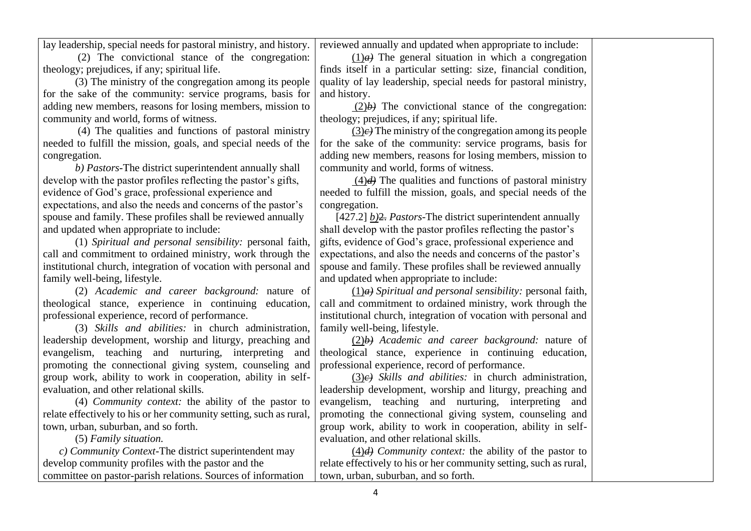| | | |
|---|---|---|
| lay leadership, special needs for pastoral ministry, and history.<br>(2) The convictional stance of the congregation: theology; prejudices, if any; spiritual life.<br>(3) The ministry of the congregation among its people for the sake of the community: service programs, basis for adding new members, reasons for losing members, mission to community and world, forms of witness.<br>(4) The qualities and functions of pastoral ministry needed to fulfill the mission, goals, and special needs of the congregation.<br>*b) Pastors*-The district superintendent annually shall develop with the pastor profiles reflecting the pastor's gifts, evidence of God's grace, professional experience and expectations, and also the needs and concerns of the pastor's spouse and family. These profiles shall be reviewed annually and updated when appropriate to include:<br>(1) *Spiritual and personal sensibility:* personal faith, call and commitment to ordained ministry, work through the institutional church, integration of vocation with personal and family well-being, lifestyle.<br>(2) *Academic and career background:* nature of theological stance, experience in continuing education, professional experience, record of performance.<br>(3) *Skills and abilities:* in church administration, leadership development, worship and liturgy, preaching and evangelism, teaching and nurturing, interpreting and promoting the connectional giving system, counseling and group work, ability to work in cooperation, ability in self-evaluation, and other relational skills.<br>(4) *Community context:* the ability of the pastor to relate effectively to his or her community setting, such as rural, town, urban, suburban, and so forth.<br>(5) *Family situation.*<br>*c) Community Context*-The district superintendent may develop community profiles with the pastor and the committee on pastor-parish relations. Sources of information | reviewed annually and updated when appropriate to include:<br>(1)~~*a)*~~ The general situation in which a congregation finds itself in a particular setting: size, financial condition, quality of lay leadership, special needs for pastoral ministry, and history.<br>(2)~~*b)*~~ The convictional stance of the congregation: theology; prejudices, if any; spiritual life.<br>(3)~~*c)*~~ The ministry of the congregation among its people for the sake of the community: service programs, basis for adding new members, reasons for losing members, mission to community and world, forms of witness.<br>(4)~~*d)*~~ The qualities and functions of pastoral ministry needed to fulfill the mission, goals, and special needs of the congregation.<br>[427.2] *b)*~~2.~~ *Pastors*-The district superintendent annually shall develop with the pastor profiles reflecting the pastor's gifts, evidence of God's grace, professional experience and expectations, and also the needs and concerns of the pastor's spouse and family. These profiles shall be reviewed annually and updated when appropriate to include:<br>(1)~~*a)*~~ *Spiritual and personal sensibility:* personal faith, call and commitment to ordained ministry, work through the institutional church, integration of vocation with personal and family well-being, lifestyle.<br>(2)~~*b)*~~ *Academic and career background:* nature of theological stance, experience in continuing education, professional experience, record of performance.<br>(3)~~*c)*~~ *Skills and abilities:* in church administration, leadership development, worship and liturgy, preaching and evangelism, teaching and nurturing, interpreting and promoting the connectional giving system, counseling and group work, ability to work in cooperation, ability in self-evaluation, and other relational skills.<br>(4)~~*d)*~~ *Community context:* the ability of the pastor to relate effectively to his or her community setting, such as rural, town, urban, suburban, and so forth. | |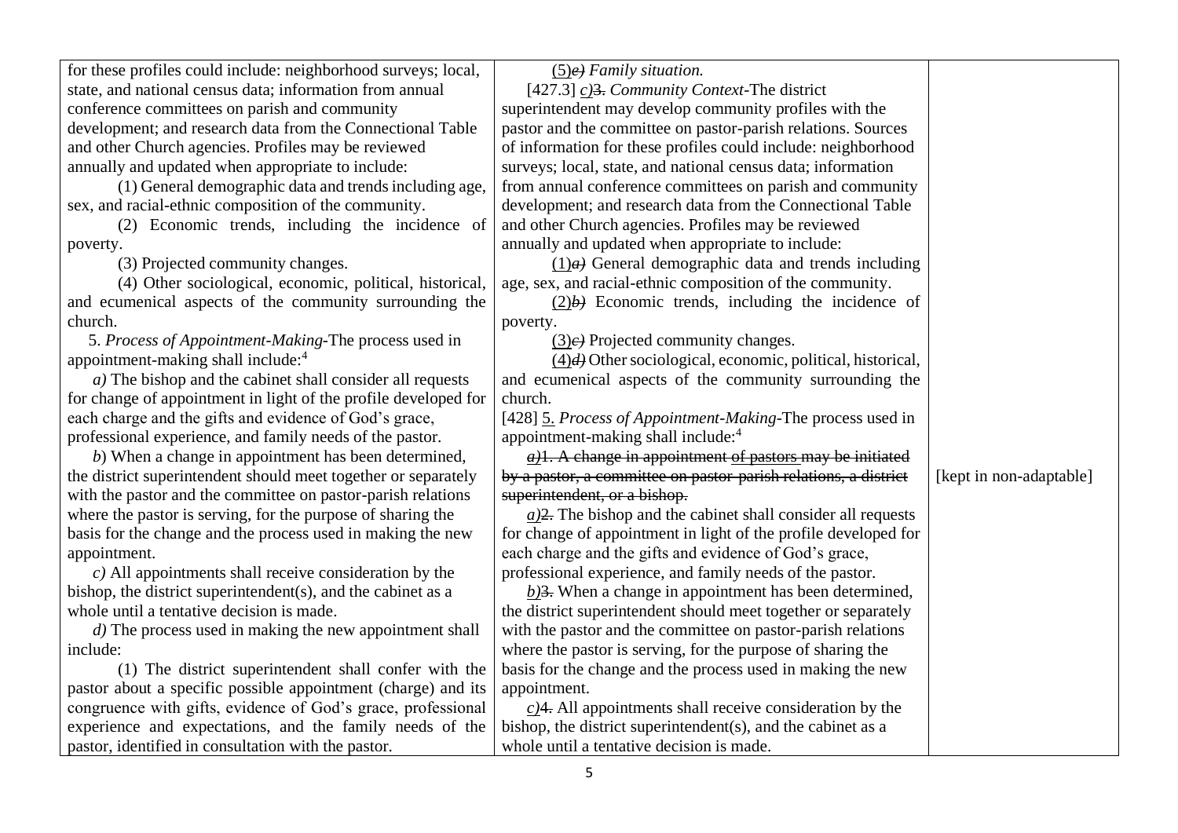| | | |
|---|---|---|
| for these profiles could include: neighborhood surveys; local, state, and national census data; information from annual conference committees on parish and community development; and research data from the Connectional Table and other Church agencies. Profiles may be reviewed annually and updated when appropriate to include:<br>(1) General demographic data and trends including age, sex, and racial-ethnic composition of the community.<br>(2) Economic trends, including the incidence of poverty.<br>(3) Projected community changes.<br>(4) Other sociological, economic, political, historical, and ecumenical aspects of the community surrounding the church.<br>5. *Process of Appointment-Making*-The process used in appointment-making shall include:[4]<br>*a)* The bishop and the cabinet shall consider all requests for change of appointment in light of the profile developed for each charge and the gifts and evidence of God's grace, professional experience, and family needs of the pastor.<br>*b*) When a change in appointment has been determined, the district superintendent should meet together or separately with the pastor and the committee on pastor-parish relations where the pastor is serving, for the purpose of sharing the basis for the change and the process used in making the new appointment.<br>*c)* All appointments shall receive consideration by the bishop, the district superintendent(s), and the cabinet as a whole until a tentative decision is made.<br>*d)* The process used in making the new appointment shall include:<br>(1) The district superintendent shall confer with the pastor about a specific possible appointment (charge) and its congruence with gifts, evidence of God's grace, professional experience and expectations, and the family needs of the pastor, identified in consultation with the pastor. | (5)~~*e)*~~ *Family situation.*<br>[427.3] *c)*~~3.~~ *Community Context*-The district superintendent may develop community profiles with the pastor and the committee on pastor-parish relations. Sources of information for these profiles could include: neighborhood surveys; local, state, and national census data; information from annual conference committees on parish and community development; and research data from the Connectional Table and other Church agencies. Profiles may be reviewed annually and updated when appropriate to include:<br>(1)~~*a)*~~ General demographic data and trends including age, sex, and racial-ethnic composition of the community.<br>(2)~~*b)*~~ Economic trends, including the incidence of poverty.<br>(3)~~*c)*~~ Projected community changes.<br>(4)~~*d)*~~ Other sociological, economic, political, historical, and ecumenical aspects of the community surrounding the church.<br>[428] 5. *Process of Appointment-Making*-The process used in appointment-making shall include:[4]<br>~~*a)*1. A change in appointment of pastors may be initiated by a pastor, a committee on pastor-parish relations, a district superintendent, or a bishop.~~<br>*a)*~~2.~~ The bishop and the cabinet shall consider all requests for change of appointment in light of the profile developed for each charge and the gifts and evidence of God's grace, professional experience, and family needs of the pastor.<br>*b)*~~3.~~ When a change in appointment has been determined, the district superintendent should meet together or separately with the pastor and the committee on pastor-parish relations where the pastor is serving, for the purpose of sharing the basis for the change and the process used in making the new appointment.<br>*c)*~~4.~~ All appointments shall receive consideration by the bishop, the district superintendent(s), and the cabinet as a whole until a tentative decision is made. | [kept in non-adaptable] |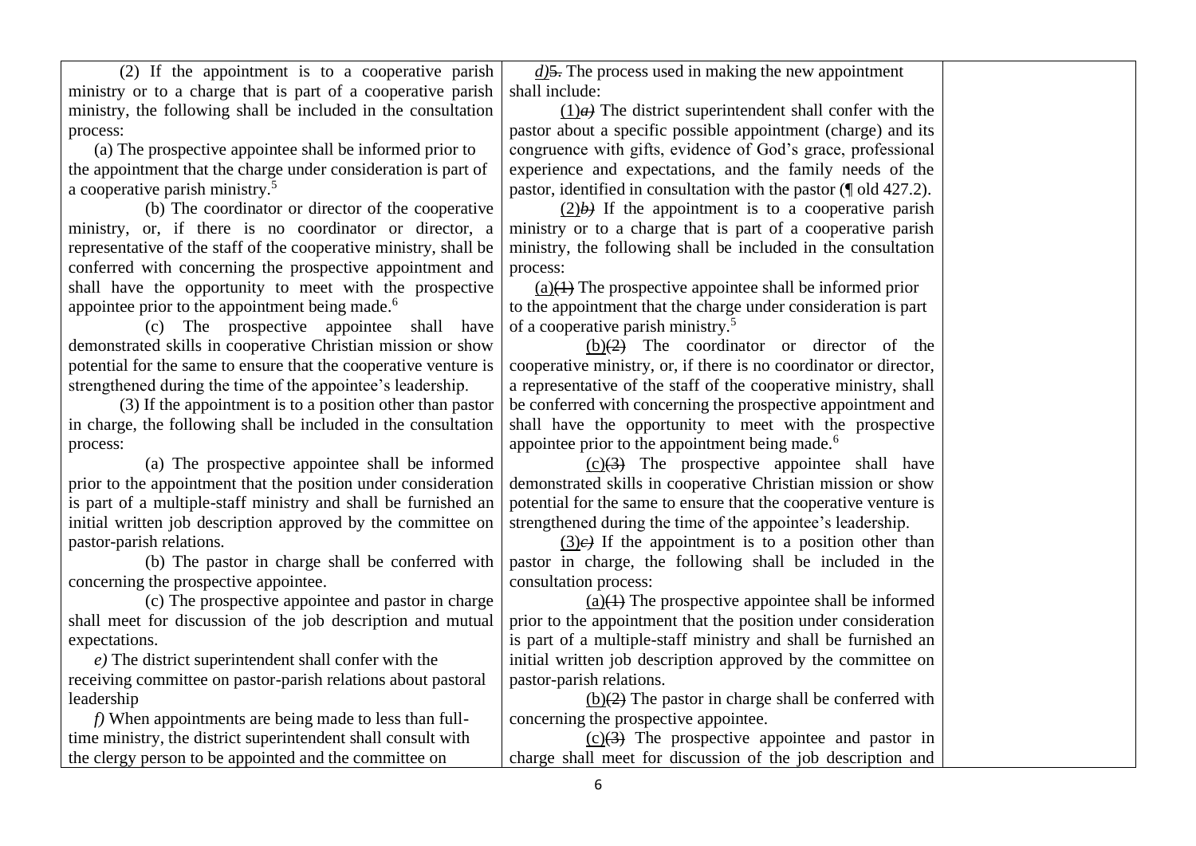| | | |
|---|---|---|
| (2) If the appointment is to a cooperative parish ministry or to a charge that is part of a cooperative parish ministry, the following shall be included in the consultation process:<br>(a) The prospective appointee shall be informed prior to the appointment that the charge under consideration is part of a cooperative parish ministry.[5]<br>(b) The coordinator or director of the cooperative ministry, or, if there is no coordinator or director, a representative of the staff of the cooperative ministry, shall be conferred with concerning the prospective appointment and shall have the opportunity to meet with the prospective appointee prior to the appointment being made.[6]<br>(c) The prospective appointee shall have demonstrated skills in cooperative Christian mission or show potential for the same to ensure that the cooperative venture is strengthened during the time of the appointee's leadership.<br>(3) If the appointment is to a position other than pastor in charge, the following shall be included in the consultation process:<br>(a) The prospective appointee shall be informed prior to the appointment that the position under consideration is part of a multiple-staff ministry and shall be furnished an initial written job description approved by the committee on pastor-parish relations.<br>(b) The pastor in charge shall be conferred with concerning the prospective appointee.<br>(c) The prospective appointee and pastor in charge shall meet for discussion of the job description and mutual expectations.<br>*e)* The district superintendent shall confer with the receiving committee on pastor-parish relations about pastoral leadership<br>*f)* When appointments are being made to less than full-time ministry, the district superintendent shall consult with the clergy person to be appointed and the committee on | <u>*d)*</u>~~5.~~ The process used in making the new appointment shall include:<br><u>(1)</u>~~*a)*~~ The district superintendent shall confer with the pastor about a specific possible appointment (charge) and its congruence with gifts, evidence of God's grace, professional experience and expectations, and the family needs of the pastor, identified in consultation with the pastor (¶ old 427.2).<br><u>(2)</u>~~*b)*~~ If the appointment is to a cooperative parish ministry or to a charge that is part of a cooperative parish ministry, the following shall be included in the consultation process:<br><u>(a)</u>~~(1)~~ The prospective appointee shall be informed prior to the appointment that the charge under consideration is part of a cooperative parish ministry.[5]<br><u>(b)</u>~~(2)~~ The coordinator or director of the cooperative ministry, or, if there is no coordinator or director, a representative of the staff of the cooperative ministry, shall be conferred with concerning the prospective appointment and shall have the opportunity to meet with the prospective appointee prior to the appointment being made.[6]<br><u>(c)</u>~~(3)~~ The prospective appointee shall have demonstrated skills in cooperative Christian mission or show potential for the same to ensure that the cooperative venture is strengthened during the time of the appointee's leadership.<br><u>(3)</u>~~*c)*~~ If the appointment is to a position other than pastor in charge, the following shall be included in the consultation process:<br><u>(a)</u>~~(1)~~ The prospective appointee shall be informed prior to the appointment that the position under consideration is part of a multiple-staff ministry and shall be furnished an initial written job description approved by the committee on pastor-parish relations.<br><u>(b)</u>~~(2)~~ The pastor in charge shall be conferred with concerning the prospective appointee.<br><u>(c)</u>~~(3)~~ The prospective appointee and pastor in charge shall meet for discussion of the job description and | |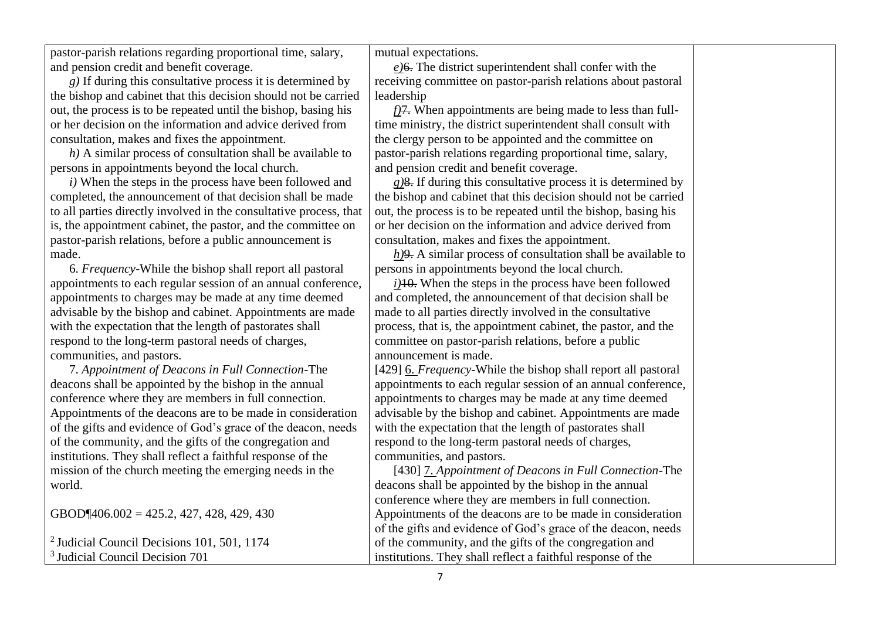| | | |
|---|---|---|
| pastor-parish relations regarding proportional time, salary, and pension credit and benefit coverage.<br><br>*g)* If during this consultative process it is determined by the bishop and cabinet that this decision should not be carried out, the process is to be repeated until the bishop, basing his or her decision on the information and advice derived from consultation, makes and fixes the appointment.<br><br>*h)* A similar process of consultation shall be available to persons in appointments beyond the local church.<br><br>*i)* When the steps in the process have been followed and completed, the announcement of that decision shall be made to all parties directly involved in the consultative process, that is, the appointment cabinet, the pastor, and the committee on pastor-parish relations, before a public announcement is made.<br><br>6. *Frequency*-While the bishop shall report all pastoral appointments to each regular session of an annual conference, appointments to charges may be made at any time deemed advisable by the bishop and cabinet. Appointments are made with the expectation that the length of pastorates shall respond to the long-term pastoral needs of charges, communities, and pastors.<br><br>7. *Appointment of Deacons in Full Connection*-The deacons shall be appointed by the bishop in the annual conference where they are members in full connection. Appointments of the deacons are to be made in consideration of the gifts and evidence of God's grace of the deacon, needs of the community, and the gifts of the congregation and institutions. They shall reflect a faithful response of the mission of the church meeting the emerging needs in the world.<br><br>GBOD¶406.002 = 425.2, 427, 428, 429, 430<br><br>[2] Judicial Council Decisions 101, 501, 1174<br>[3] Judicial Council Decision 701 | mutual expectations.<br><br>*e)*~~6.~~ The district superintendent shall confer with the receiving committee on pastor-parish relations about pastoral leadership<br><br>*f)*~~7.~~ When appointments are being made to less than full-time ministry, the district superintendent shall consult with the clergy person to be appointed and the committee on pastor-parish relations regarding proportional time, salary, and pension credit and benefit coverage.<br><br>*g)*~~8.~~ If during this consultative process it is determined by the bishop and cabinet that this decision should not be carried out, the process is to be repeated until the bishop, basing his or her decision on the information and advice derived from consultation, makes and fixes the appointment.<br><br>*h)*~~9.~~ A similar process of consultation shall be available to persons in appointments beyond the local church.<br><br>*i)*~~10.~~ When the steps in the process have been followed and completed, the announcement of that decision shall be made to all parties directly involved in the consultative process, that is, the appointment cabinet, the pastor, and the committee on pastor-parish relations, before a public announcement is made.<br><br>[429] 6. *Frequency*-While the bishop shall report all pastoral appointments to each regular session of an annual conference, appointments to charges may be made at any time deemed advisable by the bishop and cabinet. Appointments are made with the expectation that the length of pastorates shall respond to the long-term pastoral needs of charges, communities, and pastors.<br><br>[430] 7. *Appointment of Deacons in Full Connection*-The deacons shall be appointed by the bishop in the annual conference where they are members in full connection. Appointments of the deacons are to be made in consideration of the gifts and evidence of God's grace of the deacon, needs of the community, and the gifts of the congregation and institutions. They shall reflect a faithful response of the | |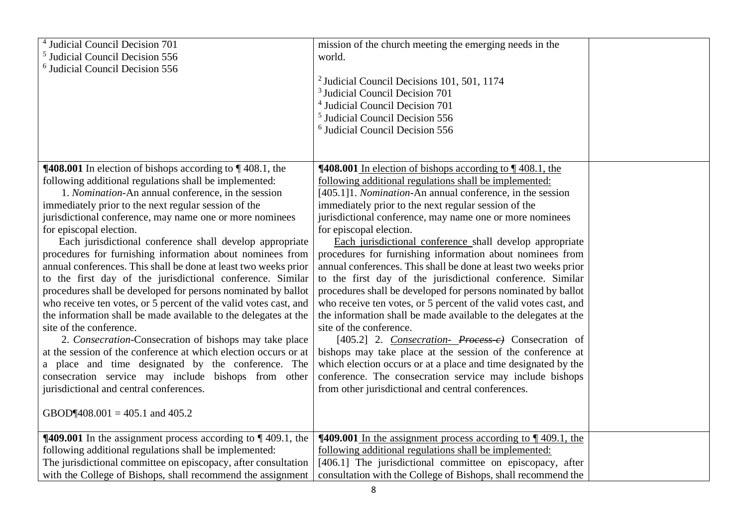| | | |
|---|---|---|
| [4] Judicial Council Decision 701<br>[5] Judicial Council Decision 556<br>[6] Judicial Council Decision 556 | mission of the church meeting the emerging needs in the world.<br><br>[2] Judicial Council Decisions 101, 501, 1174<br>[3] Judicial Council Decision 701<br>[4] Judicial Council Decision 701<br>[5] Judicial Council Decision 556<br>[6] Judicial Council Decision 556 | |
| **¶408.001** In election of bishops according to ¶ 408.1, the following additional regulations shall be implemented:<br>1. *Nomination*-An annual conference, in the session immediately prior to the next regular session of the jurisdictional conference, may name one or more nominees for episcopal election.<br>Each jurisdictional conference shall develop appropriate procedures for furnishing information about nominees from annual conferences. This shall be done at least two weeks prior to the first day of the jurisdictional conference. Similar procedures shall be developed for persons nominated by ballot who receive ten votes, or 5 percent of the valid votes cast, and the information shall be made available to the delegates at the site of the conference.<br>2. *Consecration*-Consecration of bishops may take place at the session of the conference at which election occurs or at a place and time designated by the conference. The consecration service may include bishops from other jurisdictional and central conferences.<br><br>GBOD¶408.001 = 405.1 and 405.2 | **¶408.001** <u>In election of bishops according to ¶ 408.1, the following additional regulations shall be implemented:</u><br>[405.1]1. *Nomination*-An annual conference, in the session immediately prior to the next regular session of the jurisdictional conference, may name one or more nominees for episcopal election.<br><u>Each jurisdictional conference</u> shall develop appropriate procedures for furnishing information about nominees from annual conferences. This shall be done at least two weeks prior to the first day of the jurisdictional conference. Similar procedures shall be developed for persons nominated by ballot who receive ten votes, or 5 percent of the valid votes cast, and the information shall be made available to the delegates at the site of the conference.<br>[405.2] 2. <u>*Consecration-*</u> ~~*Process-c)*~~ Consecration of bishops may take place at the session of the conference at which election occurs or at a place and time designated by the conference. The consecration service may include bishops from other jurisdictional and central conferences. | |
| **¶409.001** In the assignment process according to ¶ 409.1, the following additional regulations shall be implemented:<br>The jurisdictional committee on episcopacy, after consultation with the College of Bishops, shall recommend the assignment | **¶409.001** <u>In the assignment process according to ¶ 409.1, the following additional regulations shall be implemented:</u><br>[406.1] The jurisdictional committee on episcopacy, after consultation with the College of Bishops, shall recommend the | |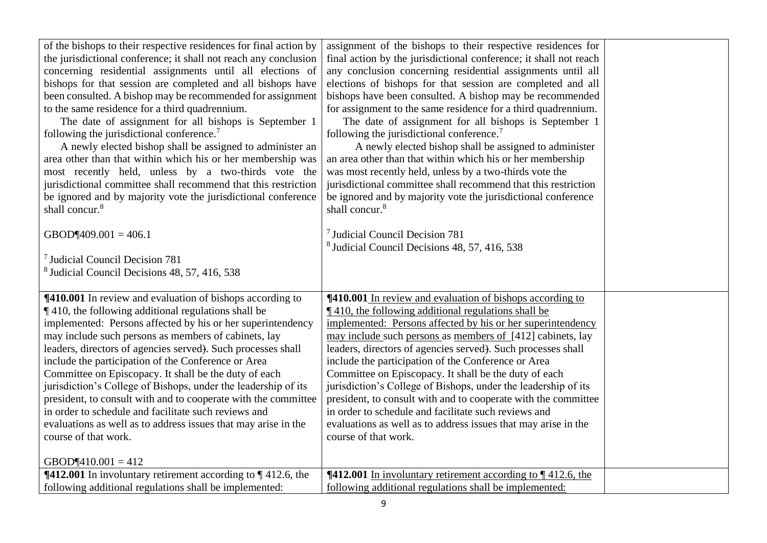| | | |
|---|---|---|
| of the bishops to their respective residences for final action by the jurisdictional conference; it shall not reach any conclusion concerning residential assignments until all elections of bishops for that session are completed and all bishops have been consulted. A bishop may be recommended for assignment to the same residence for a third quadrennium.<br>The date of assignment for all bishops is September 1 following the jurisdictional conference.[7]<br>A newly elected bishop shall be assigned to administer an area other than that within which his or her membership was most recently held, unless by a two-thirds vote the jurisdictional committee shall recommend that this restriction be ignored and by majority vote the jurisdictional conference shall concur.[8]<br><br>GBOD¶409.001 = 406.1<br><br>[7] Judicial Council Decision 781<br>[8] Judicial Council Decisions 48, 57, 416, 538 | assignment of the bishops to their respective residences for final action by the jurisdictional conference; it shall not reach any conclusion concerning residential assignments until all elections of bishops for that session are completed and all bishops have been consulted. A bishop may be recommended for assignment to the same residence for a third quadrennium.<br>The date of assignment for all bishops is September 1 following the jurisdictional conference.[7]<br>A newly elected bishop shall be assigned to administer an area other than that within which his or her membership was most recently held, unless by a two-thirds vote the jurisdictional committee shall recommend that this restriction be ignored and by majority vote the jurisdictional conference shall concur.[8]<br><br>[7] Judicial Council Decision 781<br>[8] Judicial Council Decisions 48, 57, 416, 538 | |
| **¶410.001** In review and evaluation of bishops according to ¶ 410, the following additional regulations shall be implemented: Persons affected by his or her superintendency may include such persons as members of cabinets, lay leaders, directors of agencies served). Such processes shall include the participation of the Conference or Area Committee on Episcopacy. It shall be the duty of each jurisdiction's College of Bishops, under the leadership of its president, to consult with and to cooperate with the committee in order to schedule and facilitate such reviews and evaluations as well as to address issues that may arise in the course of that work.<br><br>GBOD¶410.001 = 412 | **¶410.001** In review and evaluation of bishops according to ¶ 410, the following additional regulations shall be implemented: Persons affected by his or her superintendency may include such persons as members of [412] cabinets, lay leaders, directors of agencies served). Such processes shall include the participation of the Conference or Area Committee on Episcopacy. It shall be the duty of each jurisdiction's College of Bishops, under the leadership of its president, to consult with and to cooperate with the committee in order to schedule and facilitate such reviews and evaluations as well as to address issues that may arise in the course of that work. | |
| **¶412.001** In involuntary retirement according to ¶ 412.6, the following additional regulations shall be implemented: | **¶412.001** In involuntary retirement according to ¶ 412.6, the following additional regulations shall be implemented: | |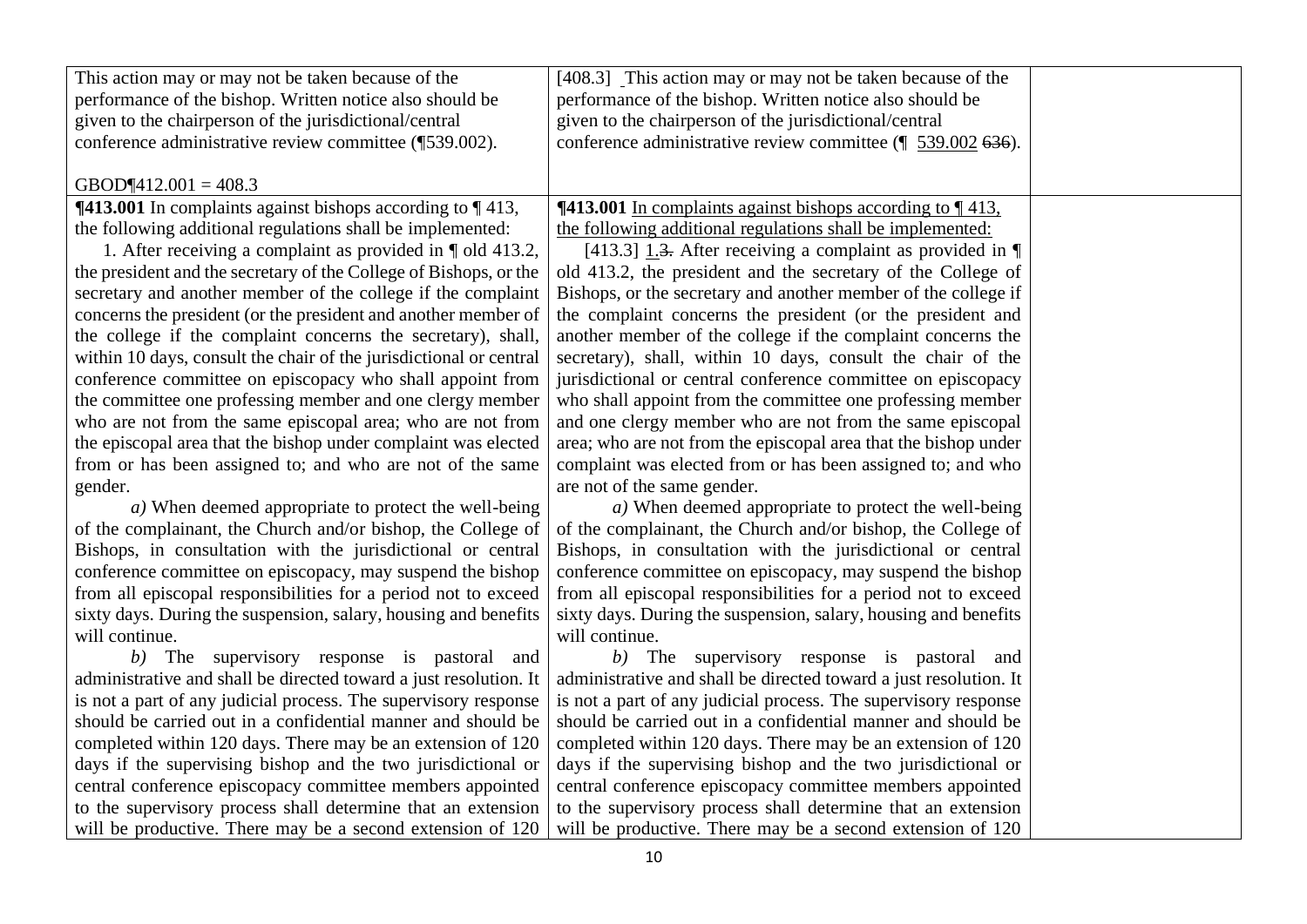| | | |
|---|---|---|
| This action may or may not be taken because of the performance of the bishop. Written notice also should be given to the chairperson of the jurisdictional/central conference administrative review committee (¶539.002).<br><br>GBOD¶412.001 = 408.3 | [408.3] This action may or may not be taken because of the performance of the bishop. Written notice also should be given to the chairperson of the jurisdictional/central conference administrative review committee (¶ 539.002 ~~636~~). | |
| **¶413.001** In complaints against bishops according to ¶ 413, the following additional regulations shall be implemented:<br>1. After receiving a complaint as provided in ¶ old 413.2, the president and the secretary of the College of Bishops, or the secretary and another member of the college if the complaint concerns the president (or the president and another member of the college if the complaint concerns the secretary), shall, within 10 days, consult the chair of the jurisdictional or central conference committee on episcopacy who shall appoint from the committee one professing member and one clergy member who are not from the same episcopal area; who are not from the episcopal area that the bishop under complaint was elected from or has been assigned to; and who are not of the same gender.<br>*a)* When deemed appropriate to protect the well-being of the complainant, the Church and/or bishop, the College of Bishops, in consultation with the jurisdictional or central conference committee on episcopacy, may suspend the bishop from all episcopal responsibilities for a period not to exceed sixty days. During the suspension, salary, housing and benefits will continue.<br>*b)* The supervisory response is pastoral and administrative and shall be directed toward a just resolution. It is not a part of any judicial process. The supervisory response should be carried out in a confidential manner and should be completed within 120 days. There may be an extension of 120 days if the supervising bishop and the two jurisdictional or central conference episcopacy committee members appointed to the supervisory process shall determine that an extension will be productive. There may be a second extension of 120 | **¶413.001** <u>In complaints against bishops according to ¶ 413, the following additional regulations shall be implemented:</u><br>[413.3] <u>1.</u>~~3.~~ After receiving a complaint as provided in ¶ old 413.2, the president and the secretary of the College of Bishops, or the secretary and another member of the college if the complaint concerns the president (or the president and another member of the college if the complaint concerns the secretary), shall, within 10 days, consult the chair of the jurisdictional or central conference committee on episcopacy who shall appoint from the committee one professing member and one clergy member who are not from the same episcopal area; who are not from the episcopal area that the bishop under complaint was elected from or has been assigned to; and who are not of the same gender.<br>*a)* When deemed appropriate to protect the well-being of the complainant, the Church and/or bishop, the College of Bishops, in consultation with the jurisdictional or central conference committee on episcopacy, may suspend the bishop from all episcopal responsibilities for a period not to exceed sixty days. During the suspension, salary, housing and benefits will continue.<br>*b)* The supervisory response is pastoral and administrative and shall be directed toward a just resolution. It is not a part of any judicial process. The supervisory response should be carried out in a confidential manner and should be completed within 120 days. There may be an extension of 120 days if the supervising bishop and the two jurisdictional or central conference episcopacy committee members appointed to the supervisory process shall determine that an extension will be productive. There may be a second extension of 120 | |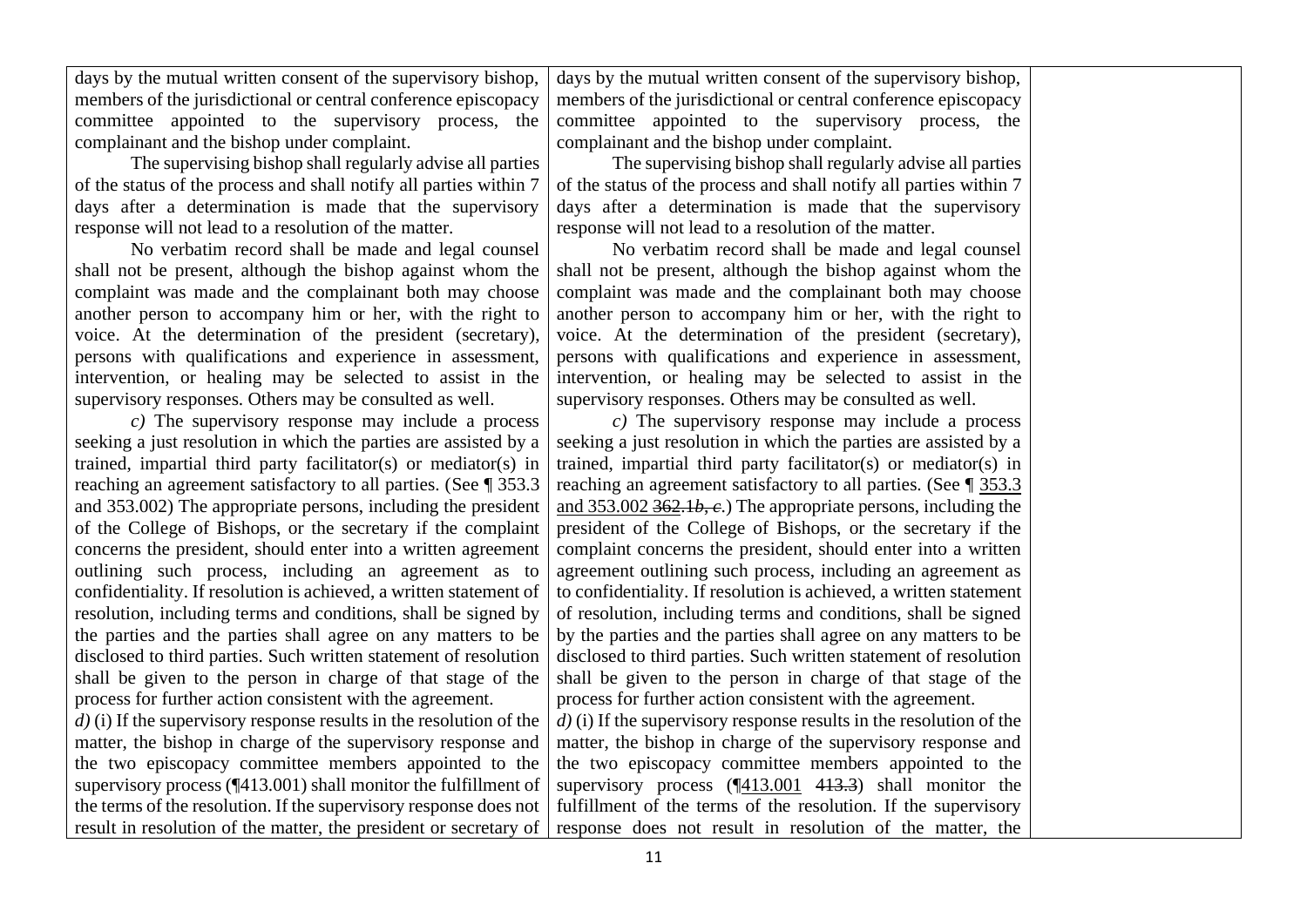| | | |
|---|---|---|
| days by the mutual written consent of the supervisory bishop, members of the jurisdictional or central conference episcopacy committee appointed to the supervisory process, the complainant and the bishop under complaint.<br><br>The supervising bishop shall regularly advise all parties of the status of the process and shall notify all parties within 7 days after a determination is made that the supervisory response will not lead to a resolution of the matter.<br><br>No verbatim record shall be made and legal counsel shall not be present, although the bishop against whom the complaint was made and the complainant both may choose another person to accompany him or her, with the right to voice. At the determination of the president (secretary), persons with qualifications and experience in assessment, intervention, or healing may be selected to assist in the supervisory responses. Others may be consulted as well.<br><br>*c)* The supervisory response may include a process seeking a just resolution in which the parties are assisted by a trained, impartial third party facilitator(s) or mediator(s) in reaching an agreement satisfactory to all parties. (See ¶ 353.3 and 353.002) The appropriate persons, including the president of the College of Bishops, or the secretary if the complaint concerns the president, should enter into a written agreement outlining such process, including an agreement as to confidentiality. If resolution is achieved, a written statement of resolution, including terms and conditions, shall be signed by the parties and the parties shall agree on any matters to be disclosed to third parties. Such written statement of resolution shall be given to the person in charge of that stage of the process for further action consistent with the agreement.<br><br>*d)* (i) If the supervisory response results in the resolution of the matter, the bishop in charge of the supervisory response and the two episcopacy committee members appointed to the supervisory process (¶413.001) shall monitor the fulfillment of the terms of the resolution. If the supervisory response does not result in resolution of the matter, the president or secretary of | days by the mutual written consent of the supervisory bishop, members of the jurisdictional or central conference episcopacy committee appointed to the supervisory process, the complainant and the bishop under complaint.<br><br>The supervising bishop shall regularly advise all parties of the status of the process and shall notify all parties within 7 days after a determination is made that the supervisory response will not lead to a resolution of the matter.<br><br>No verbatim record shall be made and legal counsel shall not be present, although the bishop against whom the complaint was made and the complainant both may choose another person to accompany him or her, with the right to voice. At the determination of the president (secretary), persons with qualifications and experience in assessment, intervention, or healing may be selected to assist in the supervisory responses. Others may be consulted as well.<br><br>*c)* The supervisory response may include a process seeking a just resolution in which the parties are assisted by a trained, impartial third party facilitator(s) or mediator(s) in reaching an agreement satisfactory to all parties. (See ¶ 353.3 and 353.002 ~~362.1*b, c*~~.) The appropriate persons, including the president of the College of Bishops, or the secretary if the complaint concerns the president, should enter into a written agreement outlining such process, including an agreement as to confidentiality. If resolution is achieved, a written statement of resolution, including terms and conditions, shall be signed by the parties and the parties shall agree on any matters to be disclosed to third parties. Such written statement of resolution shall be given to the person in charge of that stage of the process for further action consistent with the agreement.<br><br>*d)* (i) If the supervisory response results in the resolution of the matter, the bishop in charge of the supervisory response and the two episcopacy committee members appointed to the supervisory process (¶413.001 ~~413.3~~) shall monitor the fulfillment of the terms of the resolution. If the supervisory response does not result in resolution of the matter, the | |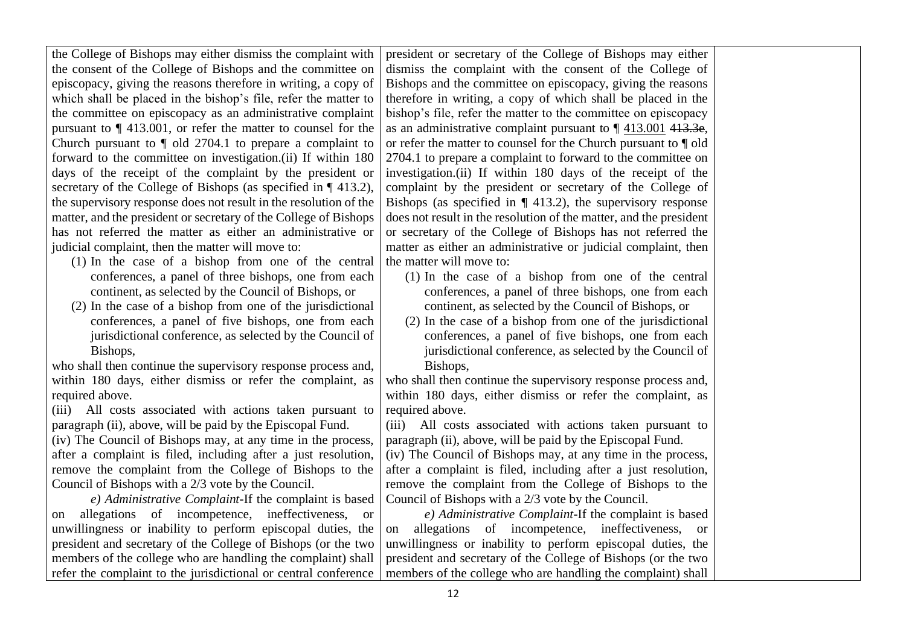| | | |
|---|---|---|
| the College of Bishops may either dismiss the complaint with the consent of the College of Bishops and the committee on episcopacy, giving the reasons therefore in writing, a copy of which shall be placed in the bishop's file, refer the matter to the committee on episcopacy as an administrative complaint pursuant to ¶ 413.001, or refer the matter to counsel for the Church pursuant to ¶ old 2704.1 to prepare a complaint to forward to the committee on investigation.(ii) If within 180 days of the receipt of the complaint by the president or secretary of the College of Bishops (as specified in ¶ 413.2), the supervisory response does not result in the resolution of the matter, and the president or secretary of the College of Bishops has not referred the matter as either an administrative or judicial complaint, then the matter will move to:<br>(1) In the case of a bishop from one of the central conferences, a panel of three bishops, one from each continent, as selected by the Council of Bishops, or<br>(2) In the case of a bishop from one of the jurisdictional conferences, a panel of five bishops, one from each jurisdictional conference, as selected by the Council of Bishops,<br>who shall then continue the supervisory response process and, within 180 days, either dismiss or refer the complaint, as required above.<br>(iii) All costs associated with actions taken pursuant to paragraph (ii), above, will be paid by the Episcopal Fund.<br>(iv) The Council of Bishops may, at any time in the process, after a complaint is filed, including after a just resolution, remove the complaint from the College of Bishops to the Council of Bishops with a 2/3 vote by the Council.<br>*e) Administrative Complaint*-If the complaint is based on allegations of incompetence, ineffectiveness, or unwillingness or inability to perform episcopal duties, the president and secretary of the College of Bishops (or the two members of the college who are handling the complaint) shall refer the complaint to the jurisdictional or central conference | president or secretary of the College of Bishops may either dismiss the complaint with the consent of the College of Bishops and the committee on episcopacy, giving the reasons therefore in writing, a copy of which shall be placed in the bishop's file, refer the matter to the committee on episcopacy as an administrative complaint pursuant to ¶ 413.001 ~~413.3e~~, or refer the matter to counsel for the Church pursuant to ¶ old 2704.1 to prepare a complaint to forward to the committee on investigation.(ii) If within 180 days of the receipt of the complaint by the president or secretary of the College of Bishops (as specified in ¶ 413.2), the supervisory response does not result in the resolution of the matter, and the president or secretary of the College of Bishops has not referred the matter as either an administrative or judicial complaint, then the matter will move to:<br>(1) In the case of a bishop from one of the central conferences, a panel of three bishops, one from each continent, as selected by the Council of Bishops, or<br>(2) In the case of a bishop from one of the jurisdictional conferences, a panel of five bishops, one from each jurisdictional conference, as selected by the Council of Bishops,<br>who shall then continue the supervisory response process and, within 180 days, either dismiss or refer the complaint, as required above.<br>(iii) All costs associated with actions taken pursuant to paragraph (ii), above, will be paid by the Episcopal Fund.<br>(iv) The Council of Bishops may, at any time in the process, after a complaint is filed, including after a just resolution, remove the complaint from the College of Bishops to the Council of Bishops with a 2/3 vote by the Council.<br>*e) Administrative Complaint*-If the complaint is based on allegations of incompetence, ineffectiveness, or unwillingness or inability to perform episcopal duties, the president and secretary of the College of Bishops (or the two members of the college who are handling the complaint) shall | |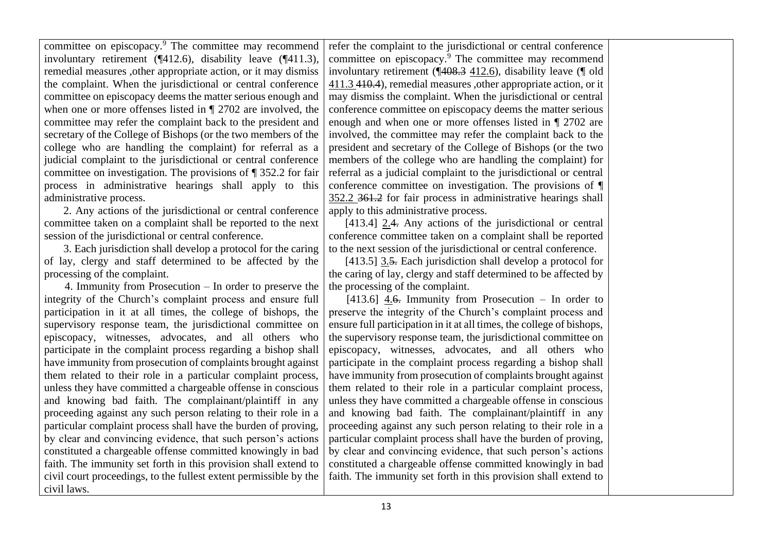| | | |
|---|---|---|
| committee on episcopacy.[9] The committee may recommend involuntary retirement (¶412.6), disability leave (¶411.3), remedial measures ,other appropriate action, or it may dismiss the complaint. When the jurisdictional or central conference committee on episcopacy deems the matter serious enough and when one or more offenses listed in ¶ 2702 are involved, the committee may refer the complaint back to the president and secretary of the College of Bishops (or the two members of the college who are handling the complaint) for referral as a judicial complaint to the jurisdictional or central conference committee on investigation. The provisions of ¶ 352.2 for fair process in administrative hearings shall apply to this administrative process.<br>2. Any actions of the jurisdictional or central conference committee taken on a complaint shall be reported to the next session of the jurisdictional or central conference.<br>3. Each jurisdiction shall develop a protocol for the caring of lay, clergy and staff determined to be affected by the processing of the complaint.<br>4. Immunity from Prosecution – In order to preserve the integrity of the Church's complaint process and ensure full participation in it at all times, the college of bishops, the supervisory response team, the jurisdictional committee on episcopacy, witnesses, advocates, and all others who participate in the complaint process regarding a bishop shall have immunity from prosecution of complaints brought against them related to their role in a particular complaint process, unless they have committed a chargeable offense in conscious and knowing bad faith. The complainant/plaintiff in any proceeding against any such person relating to their role in a particular complaint process shall have the burden of proving, by clear and convincing evidence, that such person's actions constituted a chargeable offense committed knowingly in bad faith. The immunity set forth in this provision shall extend to civil court proceedings, to the fullest extent permissible by the civil laws. | refer the complaint to the jurisdictional or central conference committee on episcopacy.[9] The committee may recommend involuntary retirement (¶~~408.3~~ 412.6), disability leave (¶ old 411.3 ~~410.4~~), remedial measures ,other appropriate action, or it may dismiss the complaint. When the jurisdictional or central conference committee on episcopacy deems the matter serious enough and when one or more offenses listed in ¶ 2702 are involved, the committee may refer the complaint back to the president and secretary of the College of Bishops (or the two members of the college who are handling the complaint) for referral as a judicial complaint to the jurisdictional or central conference committee on investigation. The provisions of ¶ 352.2 ~~361.2~~ for fair process in administrative hearings shall apply to this administrative process.<br>[413.4] 2.~~4.~~ Any actions of the jurisdictional or central conference committee taken on a complaint shall be reported to the next session of the jurisdictional or central conference.<br>[413.5] 3.~~5.~~ Each jurisdiction shall develop a protocol for the caring of lay, clergy and staff determined to be affected by the processing of the complaint.<br>[413.6] 4.~~6.~~ Immunity from Prosecution – In order to preserve the integrity of the Church's complaint process and ensure full participation in it at all times, the college of bishops, the supervisory response team, the jurisdictional committee on episcopacy, witnesses, advocates, and all others who participate in the complaint process regarding a bishop shall have immunity from prosecution of complaints brought against them related to their role in a particular complaint process, unless they have committed a chargeable offense in conscious and knowing bad faith. The complainant/plaintiff in any proceeding against any such person relating to their role in a particular complaint process shall have the burden of proving, by clear and convincing evidence, that such person's actions constituted a chargeable offense committed knowingly in bad faith. The immunity set forth in this provision shall extend to | |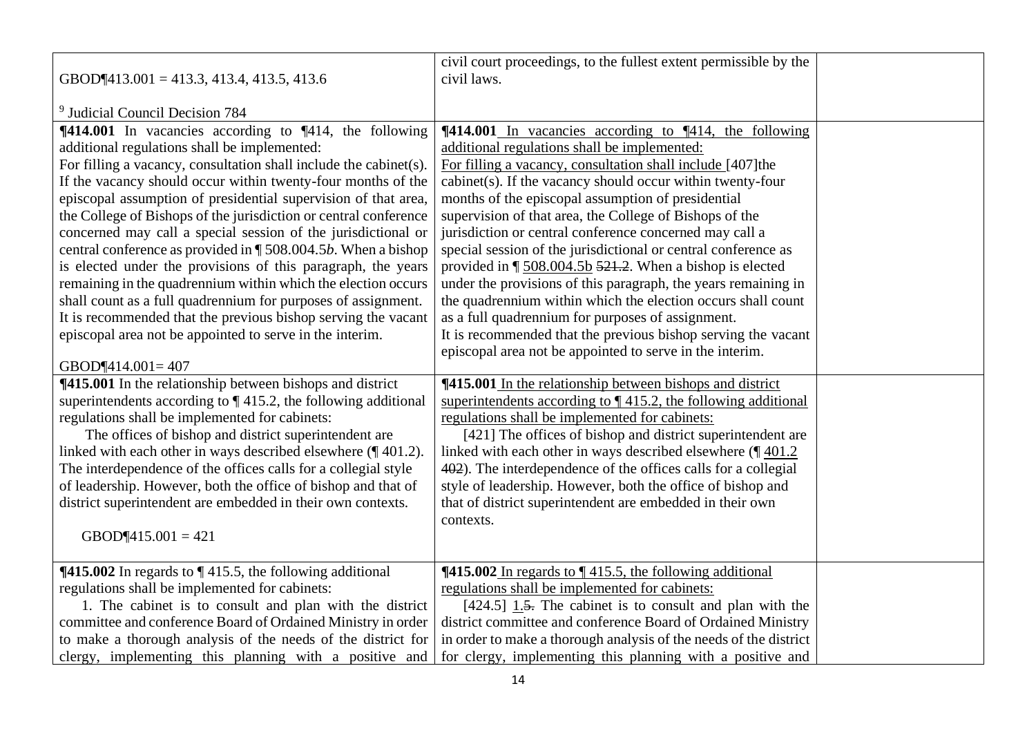| | | |
|---|---|---|
| GBOD¶413.001 = 413.3, 413.4, 413.5, 413.6<br><br>[9] Judicial Council Decision 784 | civil court proceedings, to the fullest extent permissible by the civil laws. | |
| **¶414.001** In vacancies according to ¶414, the following additional regulations shall be implemented:<br>For filling a vacancy, consultation shall include the cabinet(s). If the vacancy should occur within twenty-four months of the episcopal assumption of presidential supervision of that area, the College of Bishops of the jurisdiction or central conference concerned may call a special session of the jurisdictional or central conference as provided in ¶ 508.004.5*b*. When a bishop is elected under the provisions of this paragraph, the years remaining in the quadrennium within which the election occurs shall count as a full quadrennium for purposes of assignment. It is recommended that the previous bishop serving the vacant episcopal area not be appointed to serve in the interim.<br><br>GBOD¶414.001= 407 | **¶414.001** <u>In vacancies according to ¶414, the following additional regulations shall be implemented:</u><br><u>For filling a vacancy, consultation shall include</u> [407]the cabinet(s). If the vacancy should occur within twenty-four months of the episcopal assumption of presidential supervision of that area, the College of Bishops of the jurisdiction or central conference concerned may call a special session of the jurisdictional or central conference as provided in ¶ <u>508.004.5b</u> ~~521.2~~. When a bishop is elected under the provisions of this paragraph, the years remaining in the quadrennium within which the election occurs shall count as a full quadrennium for purposes of assignment.<br>It is recommended that the previous bishop serving the vacant episcopal area not be appointed to serve in the interim. | |
| **¶415.001** In the relationship between bishops and district superintendents according to ¶ 415.2, the following additional regulations shall be implemented for cabinets:<br>The offices of bishop and district superintendent are linked with each other in ways described elsewhere (¶ 401.2). The interdependence of the offices calls for a collegial style of leadership. However, both the office of bishop and that of district superintendent are embedded in their own contexts.<br><br>GBOD¶415.001 = 421 | **¶415.001** <u>In the relationship between bishops and district superintendents according to ¶ 415.2, the following additional regulations shall be implemented for cabinets:</u><br>[421] The offices of bishop and district superintendent are linked with each other in ways described elsewhere (¶ <u>401.2</u> ~~402~~). The interdependence of the offices calls for a collegial style of leadership. However, both the office of bishop and that of district superintendent are embedded in their own contexts. | |
| **¶415.002** In regards to ¶ 415.5, the following additional regulations shall be implemented for cabinets:<br>1. The cabinet is to consult and plan with the district committee and conference Board of Ordained Ministry in order to make a thorough analysis of the needs of the district for clergy, implementing this planning with a positive and | **¶415.002** <u>In regards to ¶ 415.5, the following additional regulations shall be implemented for cabinets:</u><br>[424.5] <u>1.</u>~~5.~~ The cabinet is to consult and plan with the district committee and conference Board of Ordained Ministry in order to make a thorough analysis of the needs of the district for clergy, implementing this planning with a positive and | |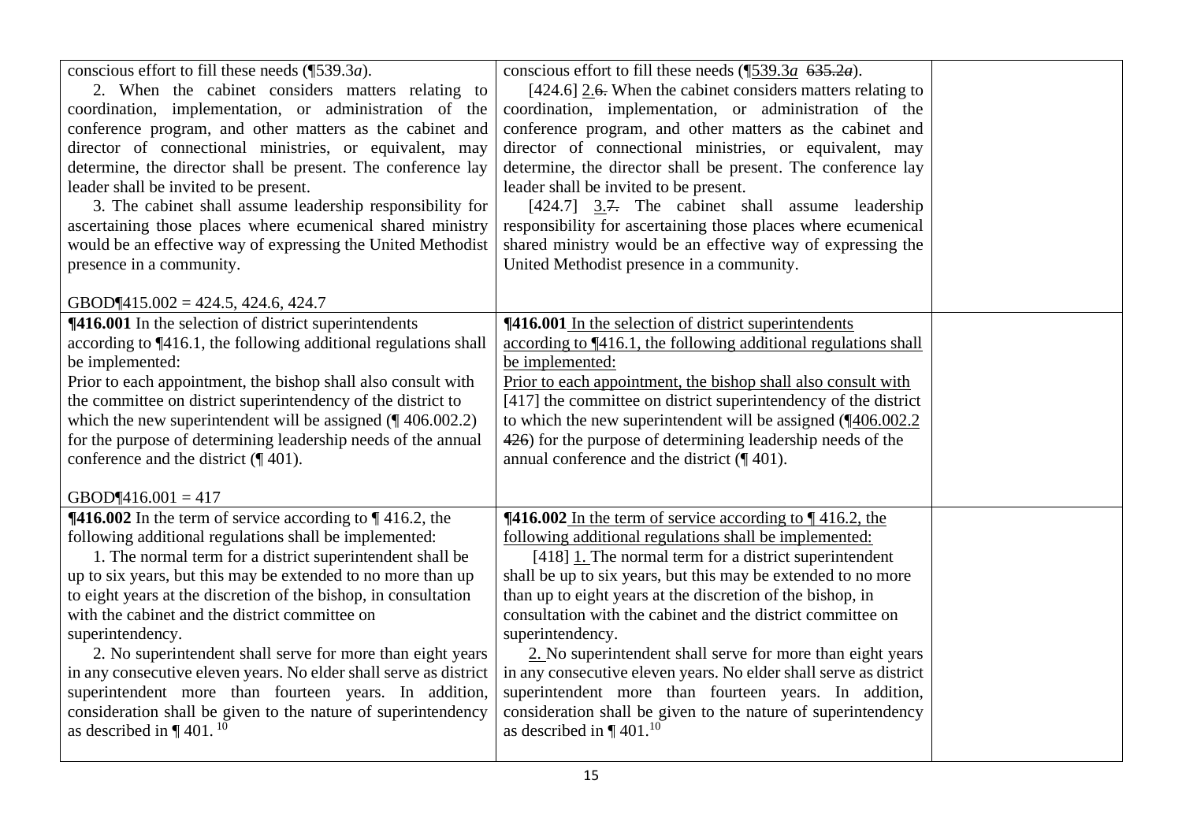| | | |
|---|---|---|
| conscious effort to fill these needs (¶539.3*a*).<br>2. When the cabinet considers matters relating to coordination, implementation, or administration of the conference program, and other matters as the cabinet and director of connectional ministries, or equivalent, may determine, the director shall be present. The conference lay leader shall be invited to be present.<br>3. The cabinet shall assume leadership responsibility for ascertaining those places where ecumenical shared ministry would be an effective way of expressing the United Methodist presence in a community.<br><br>GBOD¶415.002 = 424.5, 424.6, 424.7 | conscious effort to fill these needs (¶539.3*a* ~~635.2*a*~~).<br>[424.6] 2.~~6.~~ When the cabinet considers matters relating to coordination, implementation, or administration of the conference program, and other matters as the cabinet and director of connectional ministries, or equivalent, may determine, the director shall be present. The conference lay leader shall be invited to be present.<br>[424.7] 3.~~7.~~ The cabinet shall assume leadership responsibility for ascertaining those places where ecumenical shared ministry would be an effective way of expressing the United Methodist presence in a community. | |
| **¶416.001** In the selection of district superintendents according to ¶416.1, the following additional regulations shall be implemented:<br>Prior to each appointment, the bishop shall also consult with the committee on district superintendency of the district to which the new superintendent will be assigned (¶ 406.002.2) for the purpose of determining leadership needs of the annual conference and the district (¶ 401).<br><br>GBOD¶416.001 = 417 | **¶416.001** In the selection of district superintendents according to ¶416.1, the following additional regulations shall be implemented:<br>Prior to each appointment, the bishop shall also consult with [417] the committee on district superintendency of the district to which the new superintendent will be assigned (¶406.002.2 ~~426~~) for the purpose of determining leadership needs of the annual conference and the district (¶ 401). | |
| **¶416.002** In the term of service according to ¶ 416.2, the following additional regulations shall be implemented:<br>1. The normal term for a district superintendent shall be up to six years, but this may be extended to no more than up to eight years at the discretion of the bishop, in consultation with the cabinet and the district committee on superintendency.<br>2. No superintendent shall serve for more than eight years in any consecutive eleven years. No elder shall serve as district superintendent more than fourteen years. In addition, consideration shall be given to the nature of superintendency as described in ¶ 401. [10] | **¶416.002** In the term of service according to ¶ 416.2, the following additional regulations shall be implemented:<br>[418] 1. The normal term for a district superintendent shall be up to six years, but this may be extended to no more than up to eight years at the discretion of the bishop, in consultation with the cabinet and the district committee on superintendency.<br>2. No superintendent shall serve for more than eight years in any consecutive eleven years. No elder shall serve as district superintendent more than fourteen years. In addition, consideration shall be given to the nature of superintendency as described in ¶ 401.[10] | |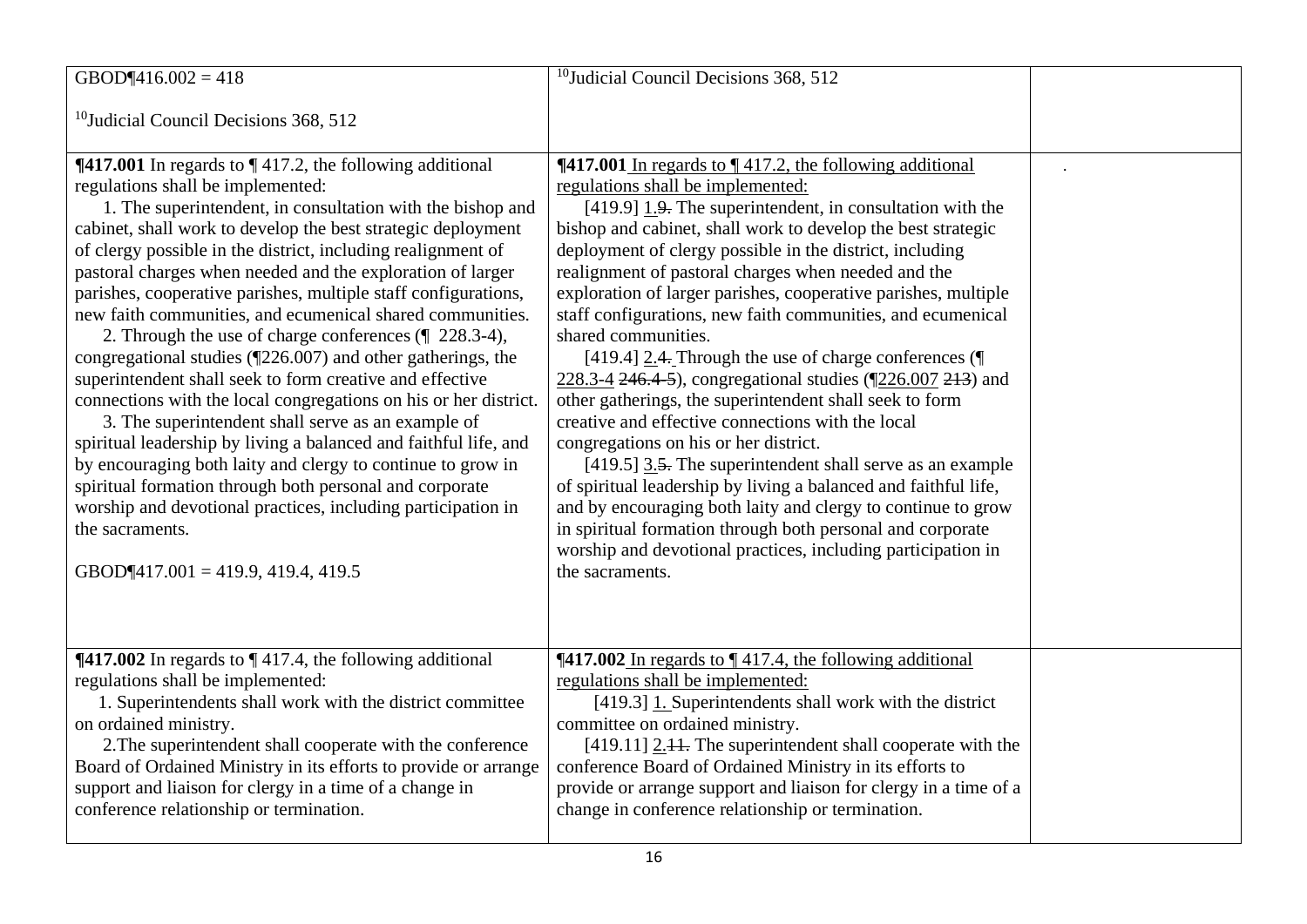| | | |
|---|---|---|
| GBOD¶416.002 = 418<br><br>[10]Judicial Council Decisions 368, 512 | [10]Judicial Council Decisions 368, 512 | |
| **¶417.001** In regards to ¶ 417.2, the following additional regulations shall be implemented:<br>1. The superintendent, in consultation with the bishop and cabinet, shall work to develop the best strategic deployment of clergy possible in the district, including realignment of pastoral charges when needed and the exploration of larger parishes, cooperative parishes, multiple staff configurations, new faith communities, and ecumenical shared communities.<br>2. Through the use of charge conferences (¶ 228.3-4), congregational studies (¶226.007) and other gatherings, the superintendent shall seek to form creative and effective connections with the local congregations on his or her district.<br>3. The superintendent shall serve as an example of spiritual leadership by living a balanced and faithful life, and by encouraging both laity and clergy to continue to grow in spiritual formation through both personal and corporate worship and devotional practices, including participation in the sacraments.<br><br>GBOD¶417.001 = 419.9, 419.4, 419.5 | **¶417.001** <ins>In regards to ¶ 417.2, the following additional regulations shall be implemented:</ins><br>[419.9] <ins>1.</ins>~~9.~~ The superintendent, in consultation with the bishop and cabinet, shall work to develop the best strategic deployment of clergy possible in the district, including realignment of pastoral charges when needed and the exploration of larger parishes, cooperative parishes, multiple staff configurations, new faith communities, and ecumenical shared communities.<br>[419.4] <ins>2.</ins>~~4.~~ Through the use of charge conferences (¶ <ins>228.3-4</ins> ~~246.4-5~~), congregational studies (¶<ins>226.007</ins> ~~213~~) and other gatherings, the superintendent shall seek to form creative and effective connections with the local congregations on his or her district.<br>[419.5] <ins>3.</ins>~~5.~~ The superintendent shall serve as an example of spiritual leadership by living a balanced and faithful life, and by encouraging both laity and clergy to continue to grow in spiritual formation through both personal and corporate worship and devotional practices, including participation in the sacraments. | . |
| **¶417.002** In regards to ¶ 417.4, the following additional regulations shall be implemented:<br>1. Superintendents shall work with the district committee on ordained ministry.<br>2.The superintendent shall cooperate with the conference Board of Ordained Ministry in its efforts to provide or arrange support and liaison for clergy in a time of a change in conference relationship or termination. | **¶417.002** <ins>In regards to ¶ 417.4, the following additional regulations shall be implemented:</ins><br>[419.3] <ins>1.</ins> Superintendents shall work with the district committee on ordained ministry.<br>[419.11] <ins>2.</ins>~~11.~~ The superintendent shall cooperate with the conference Board of Ordained Ministry in its efforts to provide or arrange support and liaison for clergy in a time of a change in conference relationship or termination. | |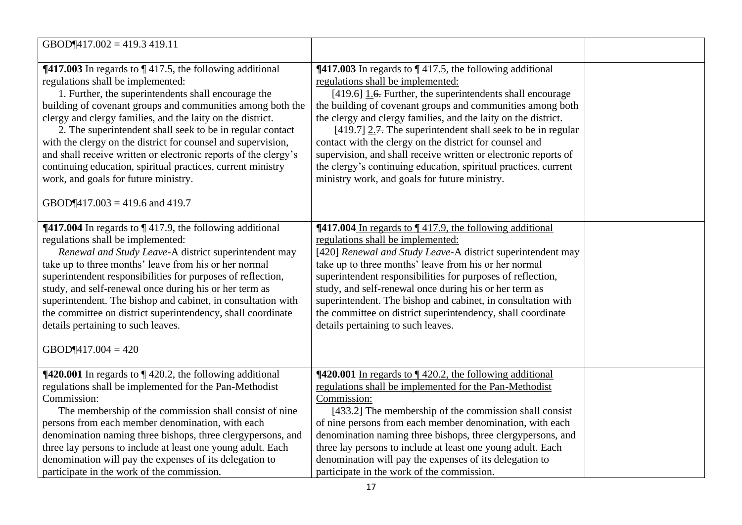| | | |
|---|---|---|
| GBOD¶417.002 = 419.3 419.11 | | |
| **¶417.003** In regards to ¶ 417.5, the following additional regulations shall be implemented:<br>1. Further, the superintendents shall encourage the building of covenant groups and communities among both the clergy and clergy families, and the laity on the district.<br>2. The superintendent shall seek to be in regular contact with the clergy on the district for counsel and supervision, and shall receive written or electronic reports of the clergy's continuing education, spiritual practices, current ministry work, and goals for future ministry.<br><br>GBOD¶417.003 = 419.6 and 419.7 | <u>**¶417.003** In regards to ¶ 417.5, the following additional regulations shall be implemented:</u><br>[419.6] <u>1.</u>~~6.~~ Further, the superintendents shall encourage the building of covenant groups and communities among both the clergy and clergy families, and the laity on the district.<br>[419.7] <u>2.</u>~~7.~~ The superintendent shall seek to be in regular contact with the clergy on the district for counsel and supervision, and shall receive written or electronic reports of the clergy's continuing education, spiritual practices, current ministry work, and goals for future ministry. | |
| **¶417.004** In regards to ¶ 417.9, the following additional regulations shall be implemented:<br>*Renewal and Study Leave*-A district superintendent may take up to three months' leave from his or her normal superintendent responsibilities for purposes of reflection, study, and self-renewal once during his or her term as superintendent. The bishop and cabinet, in consultation with the committee on district superintendency, shall coordinate details pertaining to such leaves.<br><br>GBOD¶417.004 = 420 | <u>**¶417.004** In regards to ¶ 417.9, the following additional regulations shall be implemented:</u><br>[420] *Renewal and Study Leave*-A district superintendent may take up to three months' leave from his or her normal superintendent responsibilities for purposes of reflection, study, and self-renewal once during his or her term as superintendent. The bishop and cabinet, in consultation with the committee on district superintendency, shall coordinate details pertaining to such leaves. | |
| **¶420.001** In regards to ¶ 420.2, the following additional regulations shall be implemented for the Pan-Methodist Commission:<br>The membership of the commission shall consist of nine persons from each member denomination, with each denomination naming three bishops, three clergypersons, and three lay persons to include at least one young adult. Each denomination will pay the expenses of its delegation to participate in the work of the commission. | <u>**¶420.001** In regards to ¶ 420.2, the following additional regulations shall be implemented for the Pan-Methodist Commission:</u><br>[433.2] The membership of the commission shall consist of nine persons from each member denomination, with each denomination naming three bishops, three clergypersons, and three lay persons to include at least one young adult. Each denomination will pay the expenses of its delegation to participate in the work of the commission. | |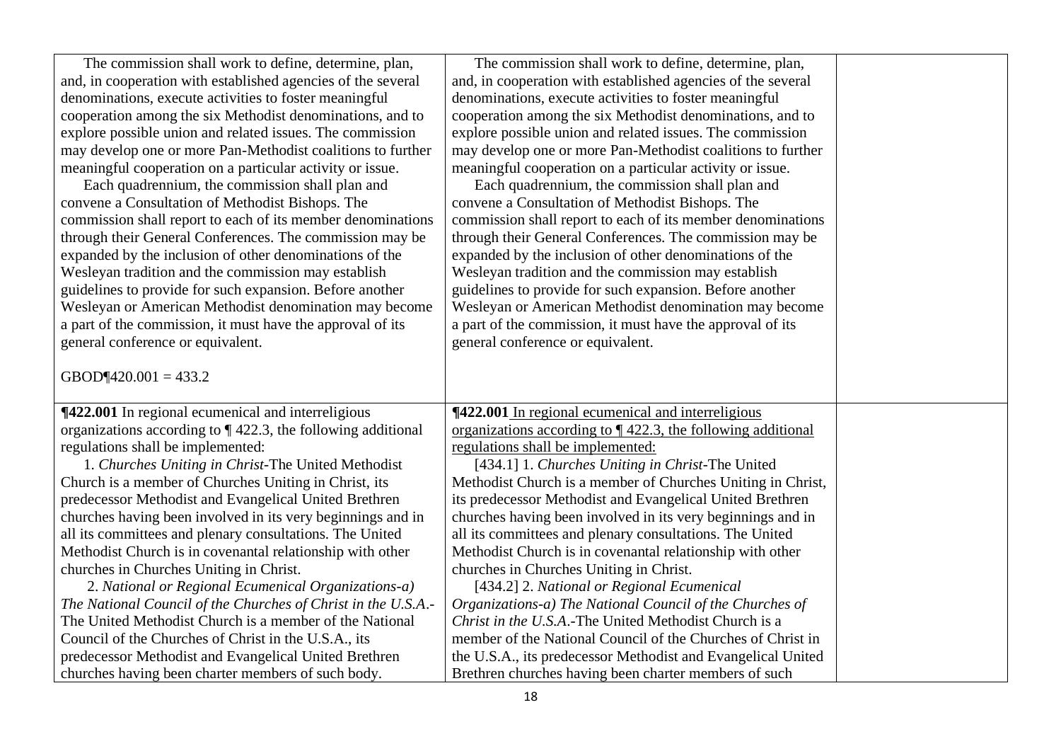| | | |
|---|---|---|
| The commission shall work to define, determine, plan, and, in cooperation with established agencies of the several denominations, execute activities to foster meaningful cooperation among the six Methodist denominations, and to explore possible union and related issues. The commission may develop one or more Pan-Methodist coalitions to further meaningful cooperation on a particular activity or issue.<br>Each quadrennium, the commission shall plan and convene a Consultation of Methodist Bishops. The commission shall report to each of its member denominations through their General Conferences. The commission may be expanded by the inclusion of other denominations of the Wesleyan tradition and the commission may establish guidelines to provide for such expansion. Before another Wesleyan or American Methodist denomination may become a part of the commission, it must have the approval of its general conference or equivalent.<br><br>GBOD¶420.001 = 433.2 | The commission shall work to define, determine, plan, and, in cooperation with established agencies of the several denominations, execute activities to foster meaningful cooperation among the six Methodist denominations, and to explore possible union and related issues. The commission may develop one or more Pan-Methodist coalitions to further meaningful cooperation on a particular activity or issue.<br>Each quadrennium, the commission shall plan and convene a Consultation of Methodist Bishops. The commission shall report to each of its member denominations through their General Conferences. The commission may be expanded by the inclusion of other denominations of the Wesleyan tradition and the commission may establish guidelines to provide for such expansion. Before another Wesleyan or American Methodist denomination may become a part of the commission, it must have the approval of its general conference or equivalent. | |
| **¶422.001** In regional ecumenical and interreligious organizations according to ¶ 422.3, the following additional regulations shall be implemented:<br>1. *Churches Uniting in Christ*-The United Methodist Church is a member of Churches Uniting in Christ, its predecessor Methodist and Evangelical United Brethren churches having been involved in its very beginnings and in all its committees and plenary consultations. The United Methodist Church is in covenantal relationship with other churches in Churches Uniting in Christ.<br>2. *National or Regional Ecumenical Organizations-a) The National Council of the Churches of Christ in the U.S.A.*-The United Methodist Church is a member of the National Council of the Churches of Christ in the U.S.A., its predecessor Methodist and Evangelical United Brethren churches having been charter members of such body. | **¶422.001** <u>In regional ecumenical and interreligious organizations according to ¶ 422.3, the following additional regulations shall be implemented:</u><br>[434.1] 1. *Churches Uniting in Christ*-The United Methodist Church is a member of Churches Uniting in Christ, its predecessor Methodist and Evangelical United Brethren churches having been involved in its very beginnings and in all its committees and plenary consultations. The United Methodist Church is in covenantal relationship with other churches in Churches Uniting in Christ.<br>[434.2] 2. *National or Regional Ecumenical Organizations-a) The National Council of the Churches of Christ in the U.S.A.*-The United Methodist Church is a member of the National Council of the Churches of Christ in the U.S.A., its predecessor Methodist and Evangelical United Brethren churches having been charter members of such | |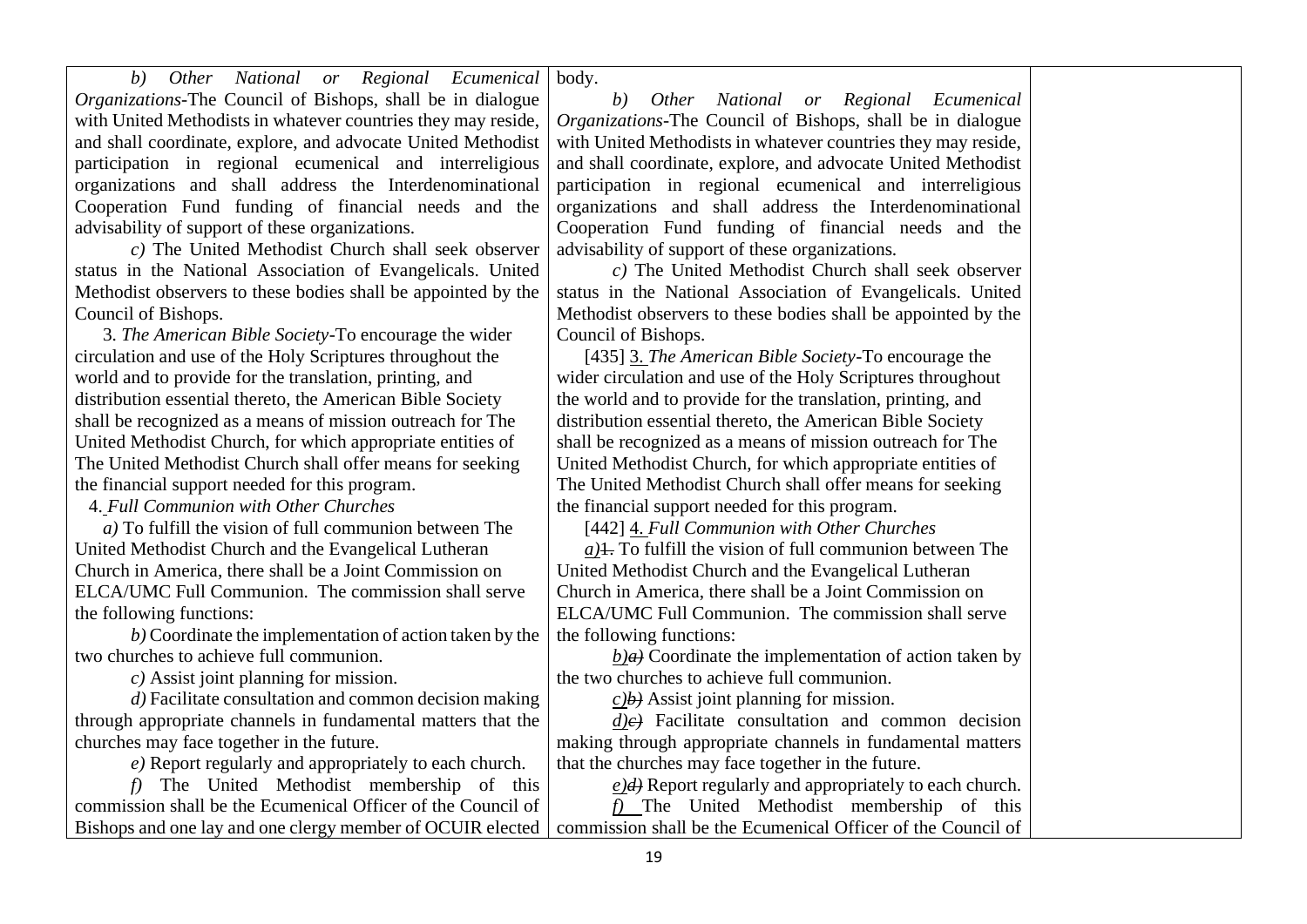| | | |
|---|---|---|
| *b) Other National or Regional Ecumenical Organizations*-The Council of Bishops, shall be in dialogue with United Methodists in whatever countries they may reside, and shall coordinate, explore, and advocate United Methodist participation in regional ecumenical and interreligious organizations and shall address the Interdenominational Cooperation Fund funding of financial needs and the advisability of support of these organizations.<br><br>*c)* The United Methodist Church shall seek observer status in the National Association of Evangelicals. United Methodist observers to these bodies shall be appointed by the Council of Bishops.<br><br>3. *The American Bible Society*-To encourage the wider circulation and use of the Holy Scriptures throughout the world and to provide for the translation, printing, and distribution essential thereto, the American Bible Society shall be recognized as a means of mission outreach for The United Methodist Church, for which appropriate entities of The United Methodist Church shall offer means for seeking the financial support needed for this program.<br><br>4. *Full Communion with Other Churches*<br><br>*a)* To fulfill the vision of full communion between The United Methodist Church and the Evangelical Lutheran Church in America, there shall be a Joint Commission on ELCA/UMC Full Communion. The commission shall serve the following functions:<br><br>*b)* Coordinate the implementation of action taken by the two churches to achieve full communion.<br><br>*c)* Assist joint planning for mission.<br><br>*d)* Facilitate consultation and common decision making through appropriate channels in fundamental matters that the churches may face together in the future.<br><br>*e)* Report regularly and appropriately to each church.<br><br>*f)* The United Methodist membership of this commission shall be the Ecumenical Officer of the Council of Bishops and one lay and one clergy member of OCUIR elected | body.<br><br>*b) Other National or Regional Ecumenical Organizations*-The Council of Bishops, shall be in dialogue with United Methodists in whatever countries they may reside, and shall coordinate, explore, and advocate United Methodist participation in regional ecumenical and interreligious organizations and shall address the Interdenominational Cooperation Fund funding of financial needs and the advisability of support of these organizations.<br><br>*c)* The United Methodist Church shall seek observer status in the National Association of Evangelicals. United Methodist observers to these bodies shall be appointed by the Council of Bishops.<br><br>[435] 3. *The American Bible Society*-To encourage the wider circulation and use of the Holy Scriptures throughout the world and to provide for the translation, printing, and distribution essential thereto, the American Bible Society shall be recognized as a means of mission outreach for The United Methodist Church, for which appropriate entities of The United Methodist Church shall offer means for seeking the financial support needed for this program.<br><br>[442] 4. *Full Communion with Other Churches*<br><br>*a)* ~~1.~~ To fulfill the vision of full communion between The United Methodist Church and the Evangelical Lutheran Church in America, there shall be a Joint Commission on ELCA/UMC Full Communion. The commission shall serve the following functions:<br><br>*b)* ~~*a)*~~ Coordinate the implementation of action taken by the two churches to achieve full communion.<br><br>*c)* ~~*b)*~~ Assist joint planning for mission.<br><br>*d)* ~~*c)*~~ Facilitate consultation and common decision making through appropriate channels in fundamental matters that the churches may face together in the future.<br><br>*e)* ~~*d)*~~ Report regularly and appropriately to each church.<br><br>*f)* The United Methodist membership of this commission shall be the Ecumenical Officer of the Council of | |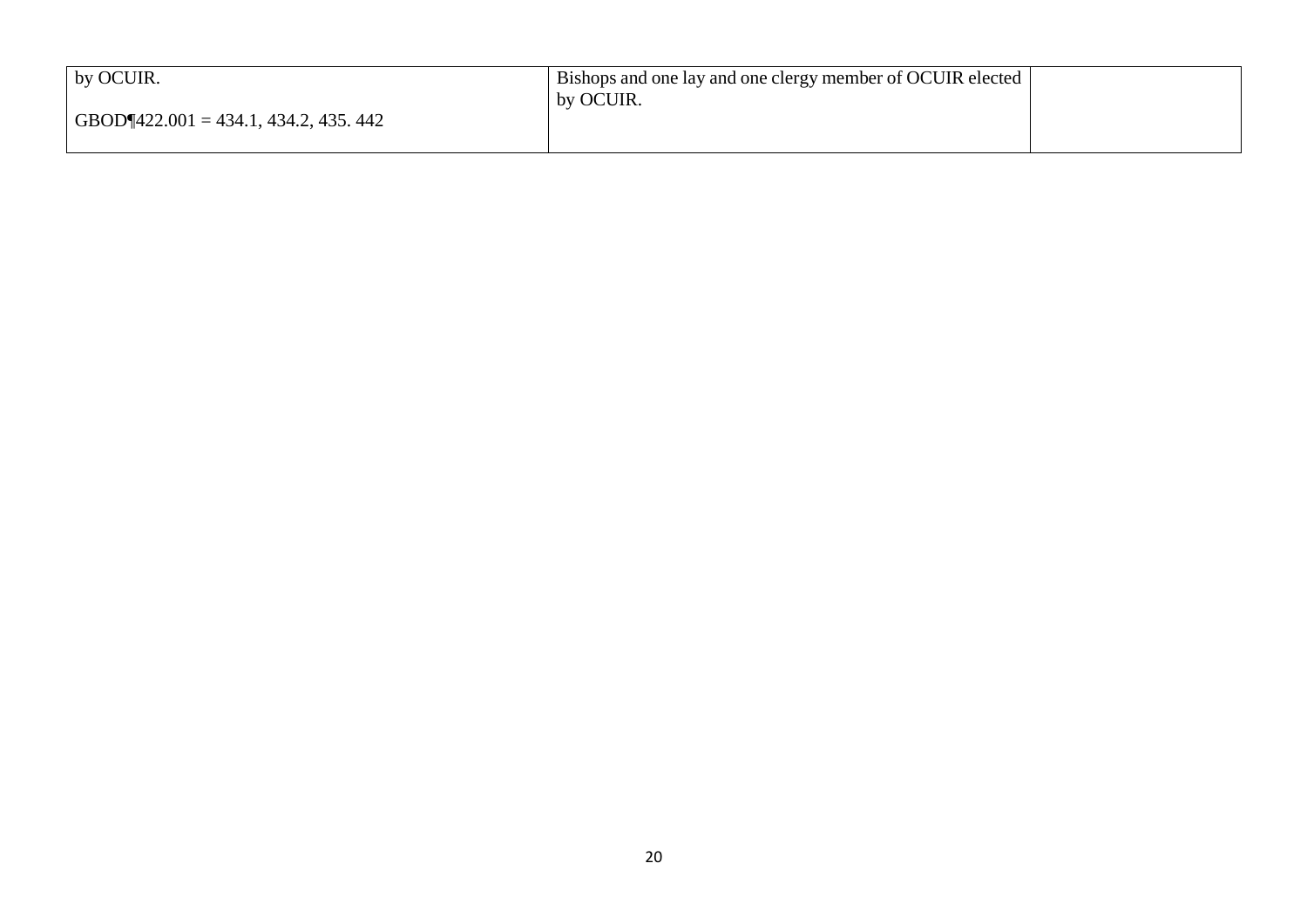| | | |
|---|---|---|
| by OCUIR.<br><br>GBOD¶422.001 = 434.1, 434.2, 435. 442 | Bishops and one lay and one clergy member of OCUIR elected by OCUIR. | |